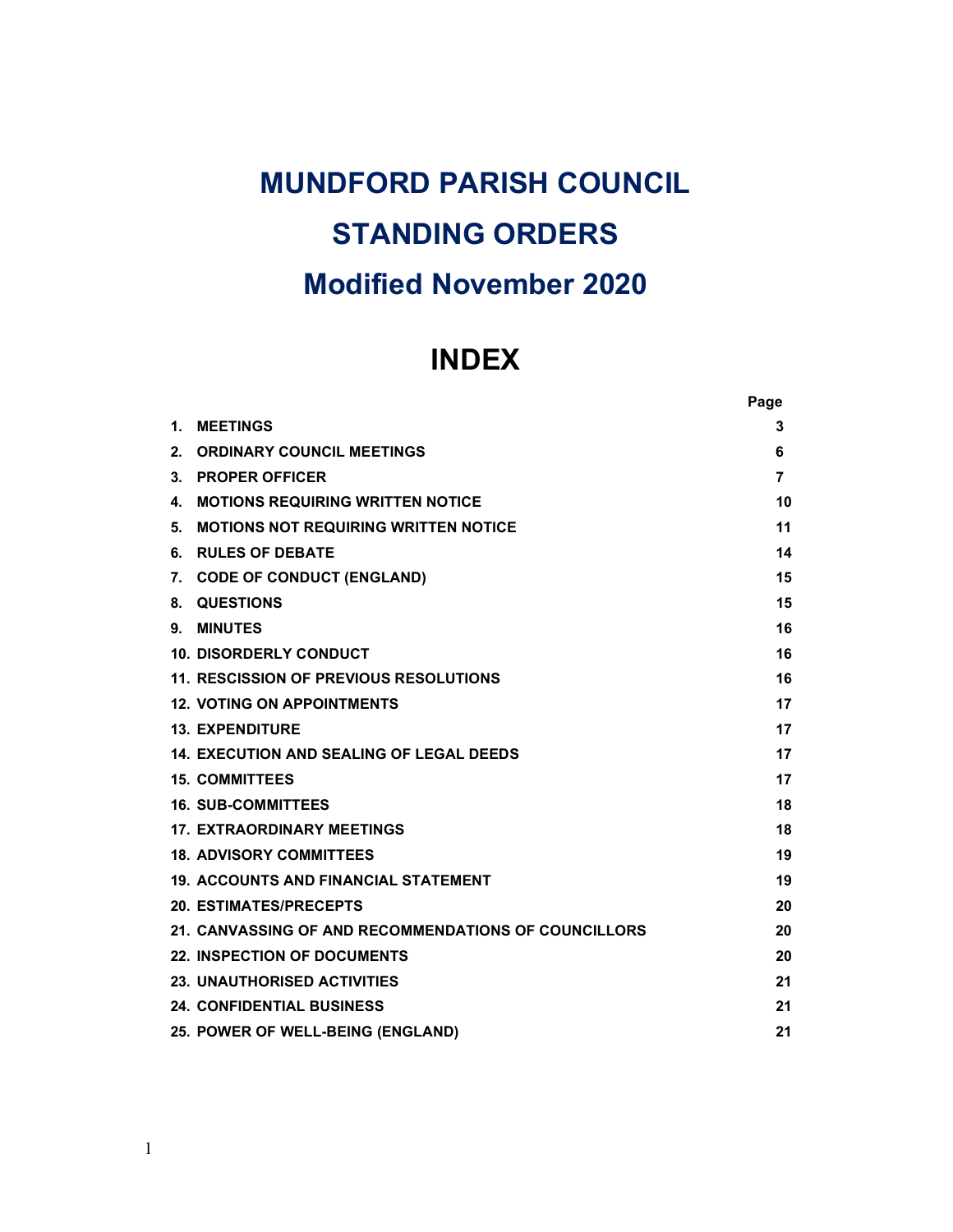# MUNDFORD PARISH COUNCIL

# STANDING ORDERS

# Modified November 2020

## INDEX

| | Page |
|---|---|
| **1. MEETINGS** | **3** |
| **2. ORDINARY COUNCIL MEETINGS** | **6** |
| **3. PROPER OFFICER** | **7** |
| **4. MOTIONS REQUIRING WRITTEN NOTICE** | **10** |
| **5. MOTIONS NOT REQUIRING WRITTEN NOTICE** | **11** |
| **6. RULES OF DEBATE** | **14** |
| **7. CODE OF CONDUCT (ENGLAND)** | **15** |
| **8. QUESTIONS** | **15** |
| **9. MINUTES** | **16** |
| **10. DISORDERLY CONDUCT** | **16** |
| **11. RESCISSION OF PREVIOUS RESOLUTIONS** | **16** |
| **12. VOTING ON APPOINTMENTS** | **17** |
| **13. EXPENDITURE** | **17** |
| **14. EXECUTION AND SEALING OF LEGAL DEEDS** | **17** |
| **15. COMMITTEES** | **17** |
| **16. SUB-COMMITTEES** | **18** |
| **17. EXTRAORDINARY MEETINGS** | **18** |
| **18. ADVISORY COMMITTEES** | **19** |
| **19. ACCOUNTS AND FINANCIAL STATEMENT** | **19** |
| **20. ESTIMATES/PRECEPTS** | **20** |
| **21. CANVASSING OF AND RECOMMENDATIONS OF COUNCILLORS** | **20** |
| **22. INSPECTION OF DOCUMENTS** | **20** |
| **23. UNAUTHORISED ACTIVITIES** | **21** |
| **24. CONFIDENTIAL BUSINESS** | **21** |
| **25. POWER OF WELL-BEING (ENGLAND)** | **21** |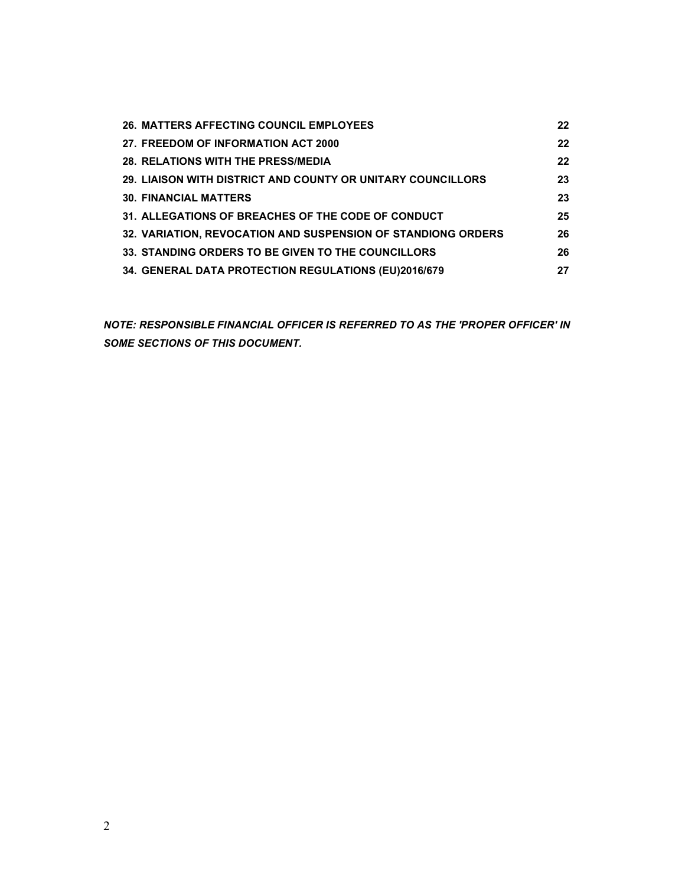| | |
|---|---|
| **26. MATTERS AFFECTING COUNCIL EMPLOYEES** | **22** |
| **27. FREEDOM OF INFORMATION ACT 2000** | **22** |
| **28. RELATIONS WITH THE PRESS/MEDIA** | **22** |
| **29. LIAISON WITH DISTRICT AND COUNTY OR UNITARY COUNCILLORS** | **23** |
| **30. FINANCIAL MATTERS** | **23** |
| **31. ALLEGATIONS OF BREACHES OF THE CODE OF CONDUCT** | **25** |
| **32. VARIATION, REVOCATION AND SUSPENSION OF STANDIONG ORDERS** | **26** |
| **33. STANDING ORDERS TO BE GIVEN TO THE COUNCILLORS** | **26** |
| **34. GENERAL DATA PROTECTION REGULATIONS (EU)2016/679** | **27** |

***NOTE: RESPONSIBLE FINANCIAL OFFICER IS REFERRED TO AS THE 'PROPER OFFICER' IN SOME SECTIONS OF THIS DOCUMENT.***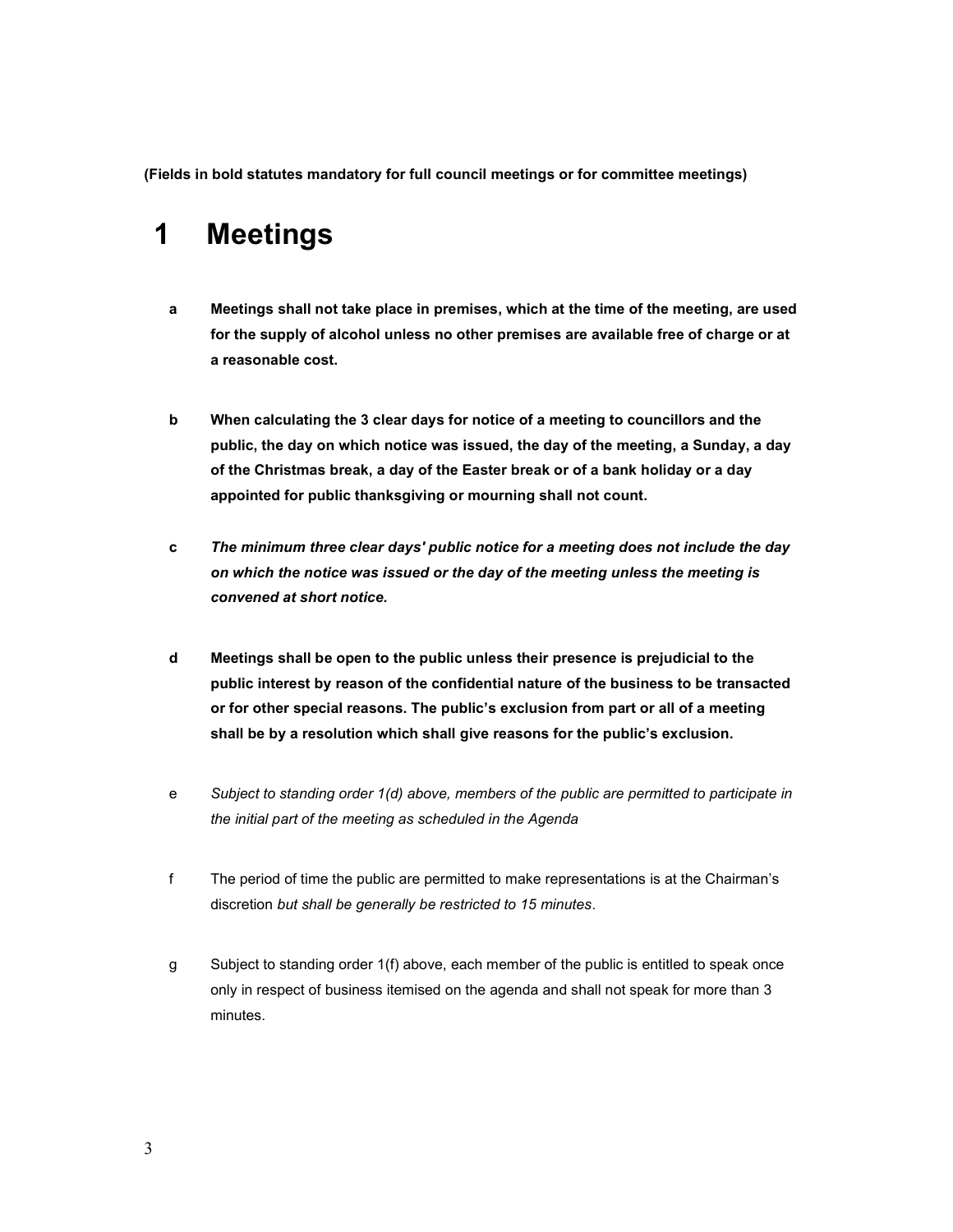**(Fields in bold statutes mandatory for full council meetings or for committee meetings)**

# 1 Meetings

**a** **Meetings shall not take place in premises, which at the time of the meeting, are used for the supply of alcohol unless no other premises are available free of charge or at a reasonable cost.**

**b** **When calculating the 3 clear days for notice of a meeting to councillors and the public, the day on which notice was issued, the day of the meeting, a Sunday, a day of the Christmas break, a day of the Easter break or of a bank holiday or a day appointed for public thanksgiving or mourning shall not count.**

**c** ***The minimum three clear days' public notice for a meeting does not include the day on which the notice was issued or the day of the meeting unless the meeting is convened at short notice.***

**d** **Meetings shall be open to the public unless their presence is prejudicial to the public interest by reason of the confidential nature of the business to be transacted or for other special reasons. The public's exclusion from part or all of a meeting shall be by a resolution which shall give reasons for the public's exclusion.**

e *Subject to standing order 1(d) above, members of the public are permitted to participate in the initial part of the meeting as scheduled in the Agenda*

f The period of time the public are permitted to make representations is at the Chairman's discretion *but shall be generally be restricted to 15 minutes*.

g Subject to standing order 1(f) above, each member of the public is entitled to speak once only in respect of business itemised on the agenda and shall not speak for more than 3 minutes.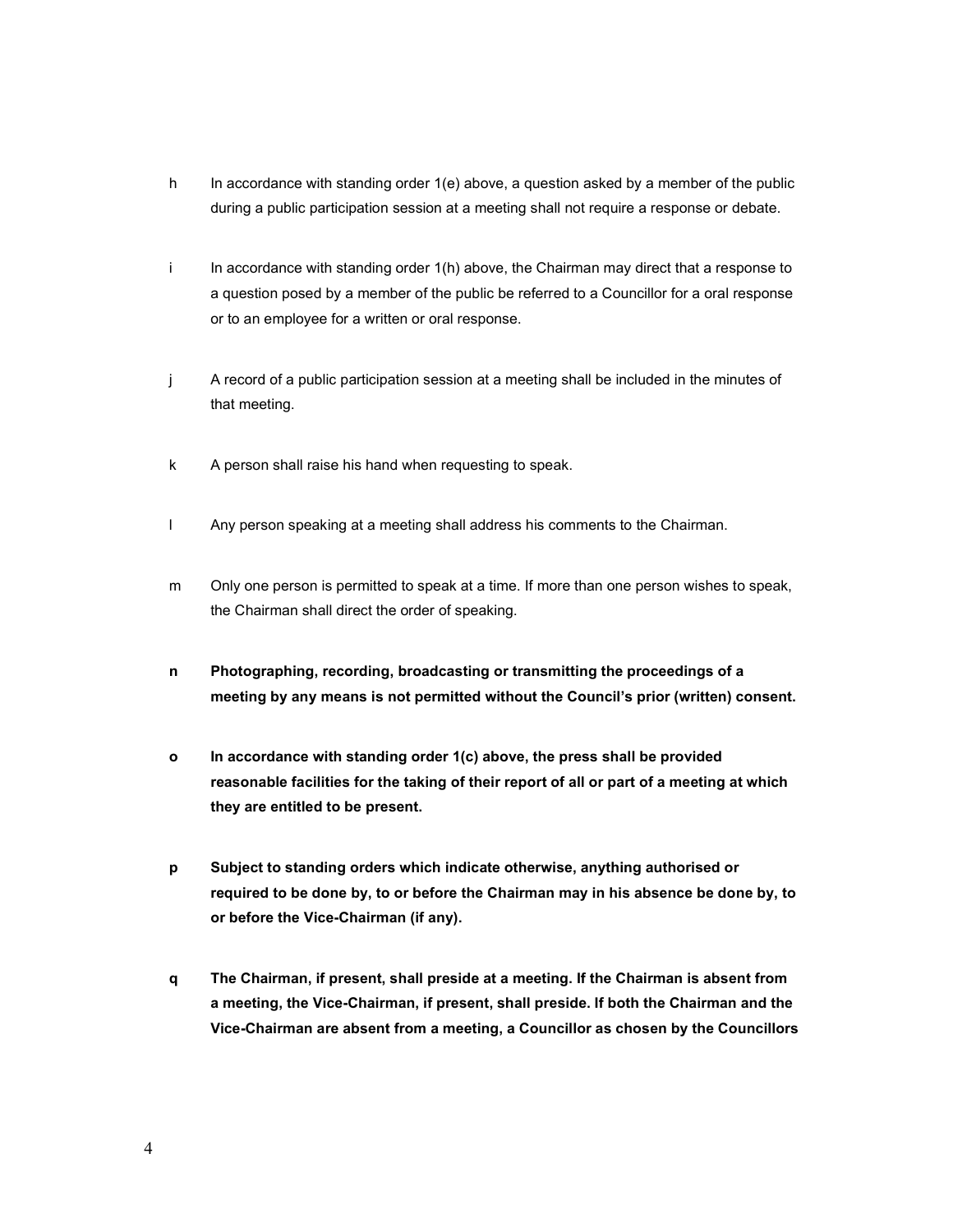h In accordance with standing order 1(e) above, a question asked by a member of the public during a public participation session at a meeting shall not require a response or debate.

i In accordance with standing order 1(h) above, the Chairman may direct that a response to a question posed by a member of the public be referred to a Councillor for a oral response or to an employee for a written or oral response.

j A record of a public participation session at a meeting shall be included in the minutes of that meeting.

k A person shall raise his hand when requesting to speak.

l Any person speaking at a meeting shall address his comments to the Chairman.

m Only one person is permitted to speak at a time. If more than one person wishes to speak, the Chairman shall direct the order of speaking.

**n Photographing, recording, broadcasting or transmitting the proceedings of a meeting by any means is not permitted without the Council's prior (written) consent.**

**o In accordance with standing order 1(c) above, the press shall be provided reasonable facilities for the taking of their report of all or part of a meeting at which they are entitled to be present.**

**p Subject to standing orders which indicate otherwise, anything authorised or required to be done by, to or before the Chairman may in his absence be done by, to or before the Vice-Chairman (if any).**

**q The Chairman, if present, shall preside at a meeting. If the Chairman is absent from a meeting, the Vice-Chairman, if present, shall preside. If both the Chairman and the Vice-Chairman are absent from a meeting, a Councillor as chosen by the Councillors**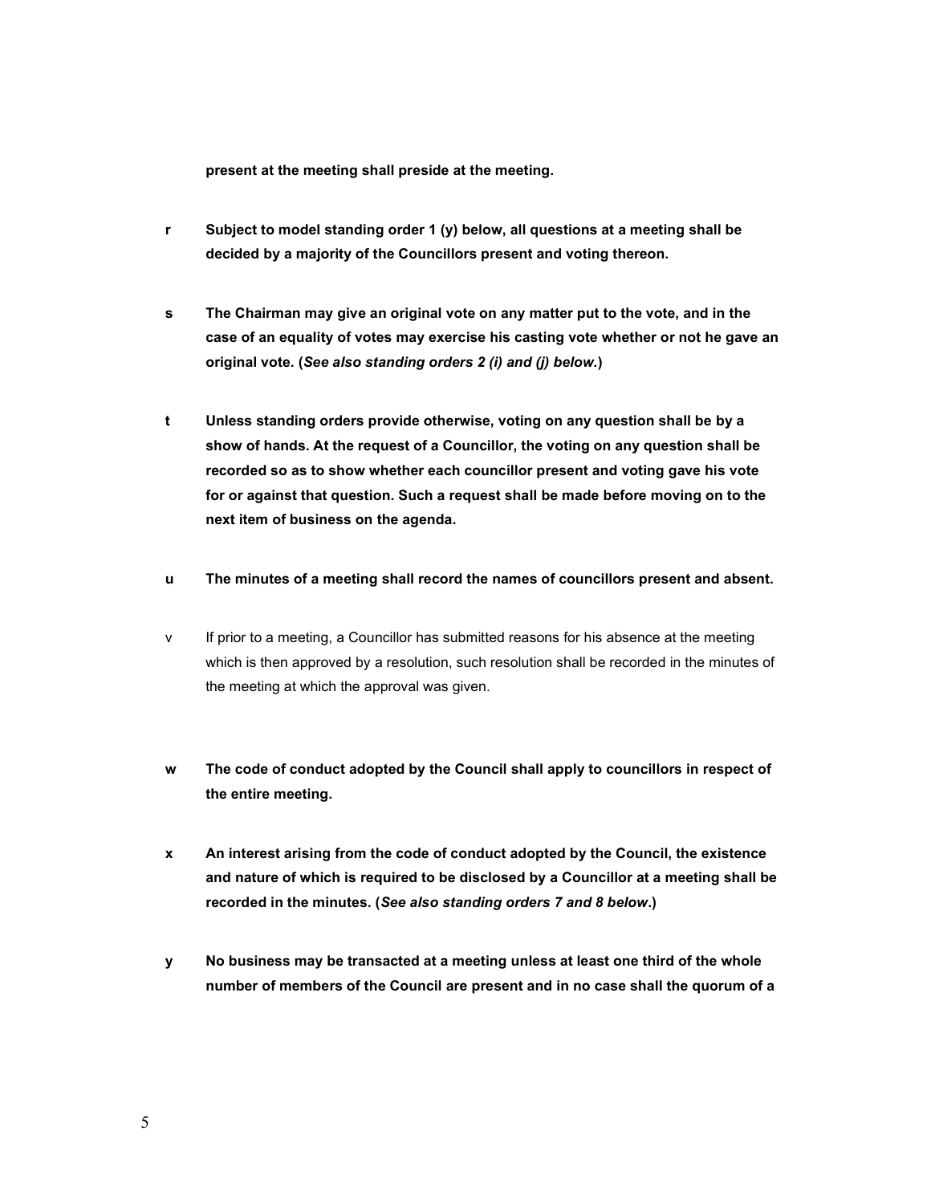**present at the meeting shall preside at the meeting.**

**r Subject to model standing order 1 (y) below, all questions at a meeting shall be decided by a majority of the Councillors present and voting thereon.**

**s The Chairman may give an original vote on any matter put to the vote, and in the case of an equality of votes may exercise his casting vote whether or not he gave an original vote. (*See also standing orders 2 (i) and (j) below.*)**

**t Unless standing orders provide otherwise, voting on any question shall be by a show of hands. At the request of a Councillor, the voting on any question shall be recorded so as to show whether each councillor present and voting gave his vote for or against that question. Such a request shall be made before moving on to the next item of business on the agenda.**

**u The minutes of a meeting shall record the names of councillors present and absent.**

v If prior to a meeting, a Councillor has submitted reasons for his absence at the meeting which is then approved by a resolution, such resolution shall be recorded in the minutes of the meeting at which the approval was given.

**w The code of conduct adopted by the Council shall apply to councillors in respect of the entire meeting.**

**x An interest arising from the code of conduct adopted by the Council, the existence and nature of which is required to be disclosed by a Councillor at a meeting shall be recorded in the minutes. (*See also standing orders 7 and 8 below*.)**

**y No business may be transacted at a meeting unless at least one third of the whole number of members of the Council are present and in no case shall the quorum of a**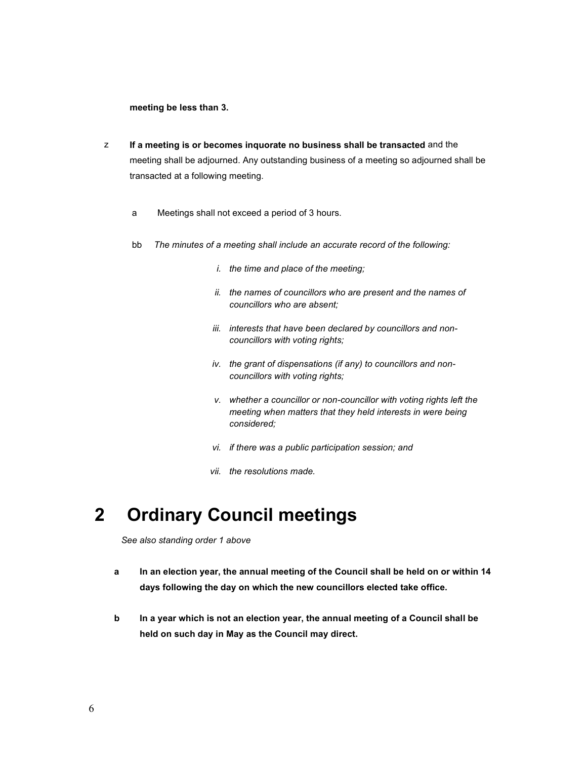**meeting be less than 3.**

z **If a meeting is or becomes inquorate no business shall be transacted** and the meeting shall be adjourned. Any outstanding business of a meeting so adjourned shall be transacted at a following meeting.

a Meetings shall not exceed a period of 3 hours.

bb *The minutes of a meeting shall include an accurate record of the following:*

*i. the time and place of the meeting;*

*ii. the names of councillors who are present and the names of councillors who are absent;*

*iii. interests that have been declared by councillors and non-councillors with voting rights;*

*iv. the grant of dispensations (if any) to councillors and non-councillors with voting rights;*

*v. whether a councillor or non-councillor with voting rights left the meeting when matters that they held interests in were being considered;*

*vi. if there was a public participation session; and*

*vii. the resolutions made.*

# 2 Ordinary Council meetings

*See also standing order 1 above*

**a In an election year, the annual meeting of the Council shall be held on or within 14 days following the day on which the new councillors elected take office.**

**b In a year which is not an election year, the annual meeting of a Council shall be held on such day in May as the Council may direct.**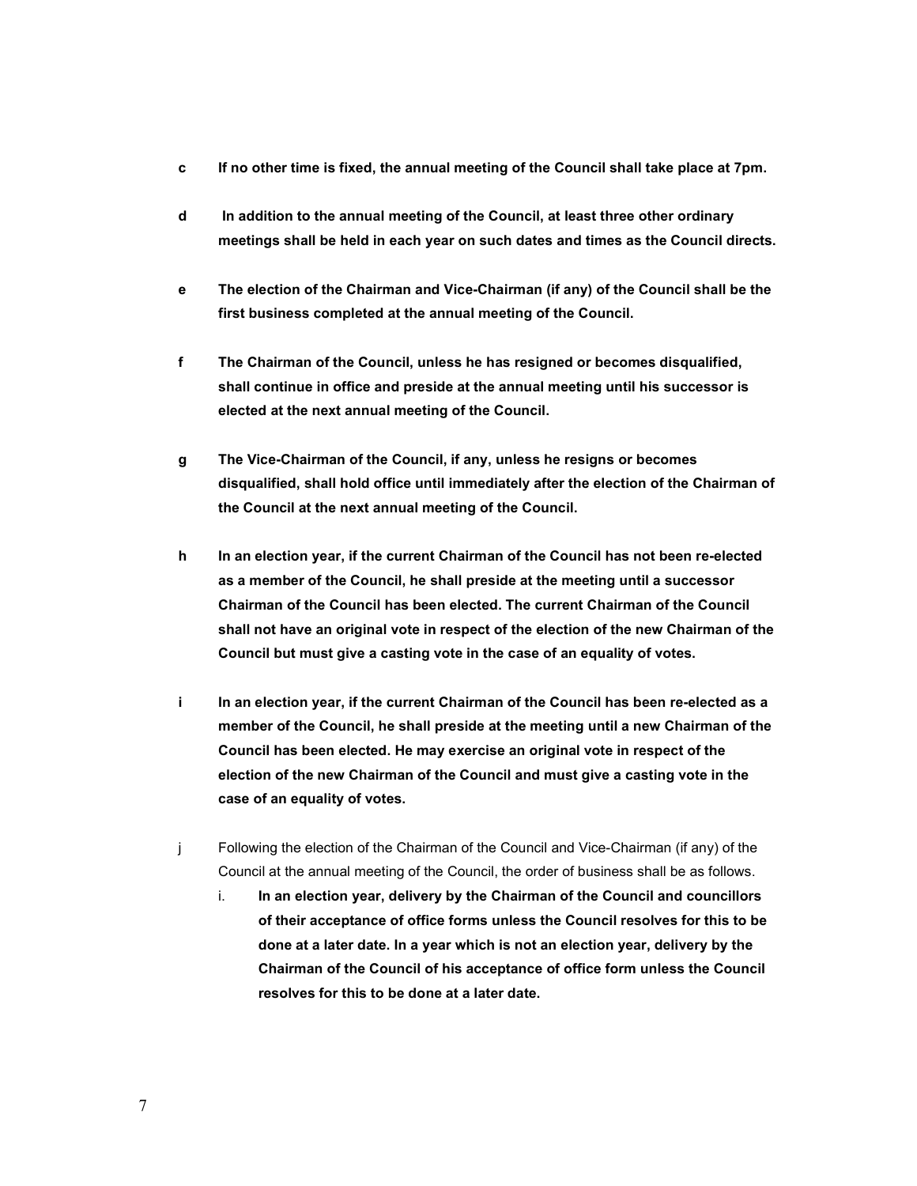c **If no other time is fixed, the annual meeting of the Council shall take place at 7pm.**

d **In addition to the annual meeting of the Council, at least three other ordinary meetings shall be held in each year on such dates and times as the Council directs.**

e **The election of the Chairman and Vice-Chairman (if any) of the Council shall be the first business completed at the annual meeting of the Council.**

f **The Chairman of the Council, unless he has resigned or becomes disqualified, shall continue in office and preside at the annual meeting until his successor is elected at the next annual meeting of the Council.**

g **The Vice-Chairman of the Council, if any, unless he resigns or becomes disqualified, shall hold office until immediately after the election of the Chairman of the Council at the next annual meeting of the Council.**

h **In an election year, if the current Chairman of the Council has not been re-elected as a member of the Council, he shall preside at the meeting until a successor Chairman of the Council has been elected. The current Chairman of the Council shall not have an original vote in respect of the election of the new Chairman of the Council but must give a casting vote in the case of an equality of votes.**

i **In an election year, if the current Chairman of the Council has been re-elected as a member of the Council, he shall preside at the meeting until a new Chairman of the Council has been elected. He may exercise an original vote in respect of the election of the new Chairman of the Council and must give a casting vote in the case of an equality of votes.**

j Following the election of the Chairman of the Council and Vice-Chairman (if any) of the Council at the annual meeting of the Council, the order of business shall be as follows.

   i. **In an election year, delivery by the Chairman of the Council and councillors of their acceptance of office forms unless the Council resolves for this to be done at a later date. In a year which is not an election year, delivery by the Chairman of the Council of his acceptance of office form unless the Council resolves for this to be done at a later date.**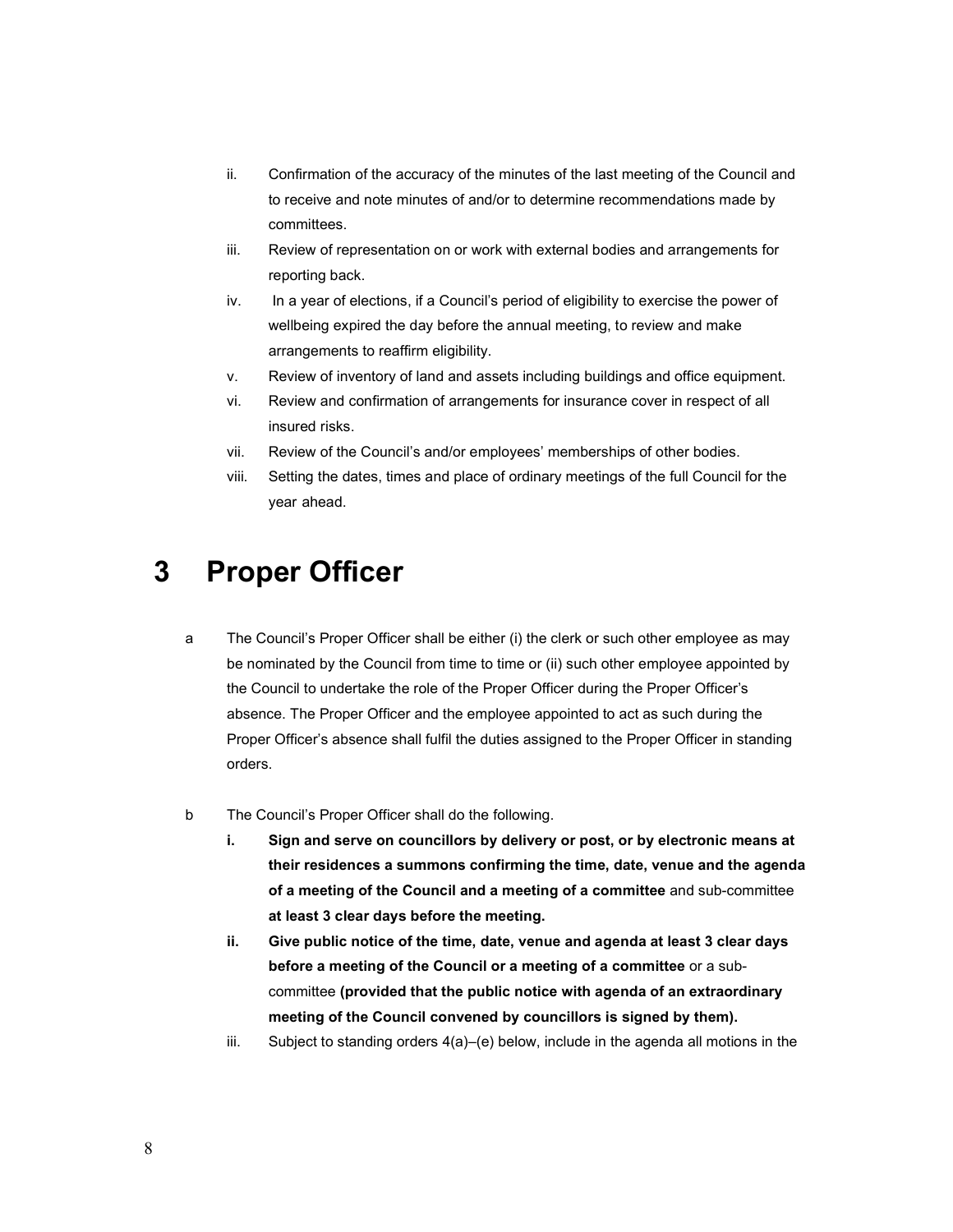ii. Confirmation of the accuracy of the minutes of the last meeting of the Council and to receive and note minutes of and/or to determine recommendations made by committees.
iii. Review of representation on or work with external bodies and arrangements for reporting back.
iv. In a year of elections, if a Council's period of eligibility to exercise the power of wellbeing expired the day before the annual meeting, to review and make arrangements to reaffirm eligibility.
v. Review of inventory of land and assets including buildings and office equipment.
vi. Review and confirmation of arrangements for insurance cover in respect of all insured risks.
vii. Review of the Council's and/or employees' memberships of other bodies.
viii. Setting the dates, times and place of ordinary meetings of the full Council for the year ahead.

# 3 Proper Officer

a The Council's Proper Officer shall be either (i) the clerk or such other employee as may be nominated by the Council from time to time or (ii) such other employee appointed by the Council to undertake the role of the Proper Officer during the Proper Officer's absence. The Proper Officer and the employee appointed to act as such during the Proper Officer's absence shall fulfil the duties assigned to the Proper Officer in standing orders.

b The Council's Proper Officer shall do the following.

**i. Sign and serve on councillors by delivery or post, or by electronic means at their residences a summons confirming the time, date, venue and the agenda of a meeting of the Council and a meeting of a committee** and sub-committee **at least 3 clear days before the meeting.**

**ii. Give public notice of the time, date, venue and agenda at least 3 clear days before a meeting of the Council or a meeting of a committee** or a sub-committee **(provided that the public notice with agenda of an extraordinary meeting of the Council convened by councillors is signed by them).**

iii. Subject to standing orders 4(a)–(e) below, include in the agenda all motions in the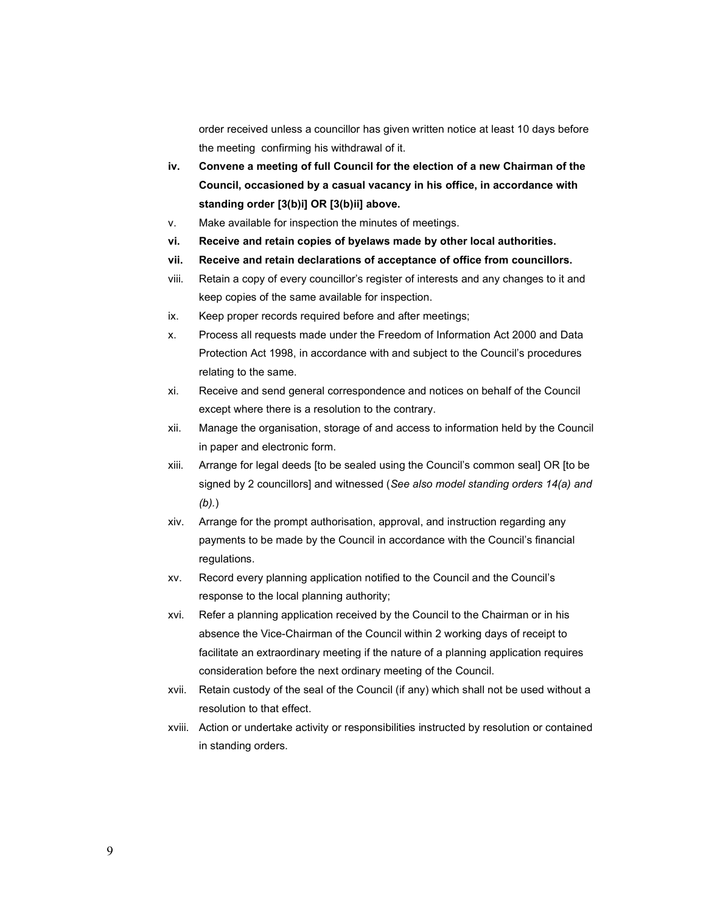order received unless a councillor has given written notice at least 10 days before the meeting confirming his withdrawal of it.

**iv. Convene a meeting of full Council for the election of a new Chairman of the Council, occasioned by a casual vacancy in his office, in accordance with standing order [3(b)i] OR [3(b)ii] above.**

v. Make available for inspection the minutes of meetings.

**vi. Receive and retain copies of byelaws made by other local authorities.**

**vii. Receive and retain declarations of acceptance of office from councillors.**

viii. Retain a copy of every councillor's register of interests and any changes to it and keep copies of the same available for inspection.

ix. Keep proper records required before and after meetings;

x. Process all requests made under the Freedom of Information Act 2000 and Data Protection Act 1998, in accordance with and subject to the Council's procedures relating to the same.

xi. Receive and send general correspondence and notices on behalf of the Council except where there is a resolution to the contrary.

xii. Manage the organisation, storage of and access to information held by the Council in paper and electronic form.

xiii. Arrange for legal deeds [to be sealed using the Council's common seal] OR [to be signed by 2 councillors] and witnessed (*See also model standing orders 14(a) and (b).*)

xiv. Arrange for the prompt authorisation, approval, and instruction regarding any payments to be made by the Council in accordance with the Council's financial regulations.

xv. Record every planning application notified to the Council and the Council's response to the local planning authority;

xvi. Refer a planning application received by the Council to the Chairman or in his absence the Vice-Chairman of the Council within 2 working days of receipt to facilitate an extraordinary meeting if the nature of a planning application requires consideration before the next ordinary meeting of the Council.

xvii. Retain custody of the seal of the Council (if any) which shall not be used without a resolution to that effect.

xviii. Action or undertake activity or responsibilities instructed by resolution or contained in standing orders.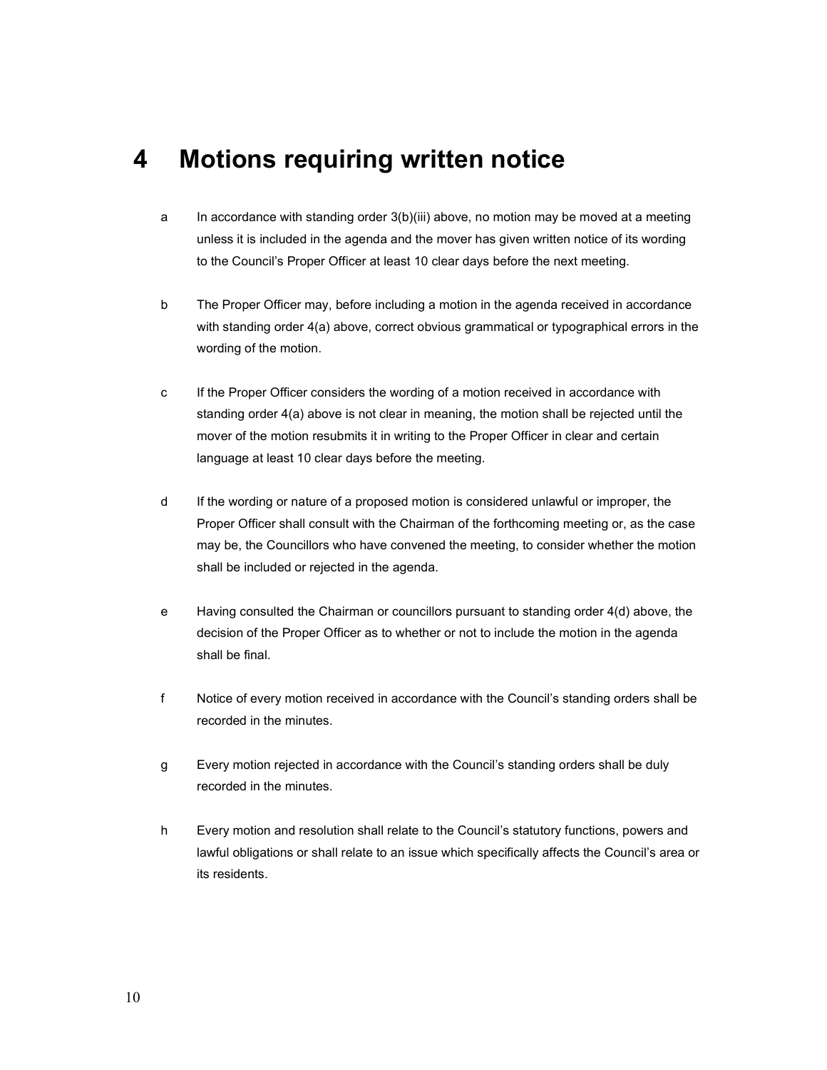# 4 Motions requiring written notice

a In accordance with standing order 3(b)(iii) above, no motion may be moved at a meeting unless it is included in the agenda and the mover has given written notice of its wording to the Council's Proper Officer at least 10 clear days before the next meeting.

b The Proper Officer may, before including a motion in the agenda received in accordance with standing order 4(a) above, correct obvious grammatical or typographical errors in the wording of the motion.

c If the Proper Officer considers the wording of a motion received in accordance with standing order 4(a) above is not clear in meaning, the motion shall be rejected until the mover of the motion resubmits it in writing to the Proper Officer in clear and certain language at least 10 clear days before the meeting.

d If the wording or nature of a proposed motion is considered unlawful or improper, the Proper Officer shall consult with the Chairman of the forthcoming meeting or, as the case may be, the Councillors who have convened the meeting, to consider whether the motion shall be included or rejected in the agenda.

e Having consulted the Chairman or councillors pursuant to standing order 4(d) above, the decision of the Proper Officer as to whether or not to include the motion in the agenda shall be final.

f Notice of every motion received in accordance with the Council's standing orders shall be recorded in the minutes.

g Every motion rejected in accordance with the Council's standing orders shall be duly recorded in the minutes.

h Every motion and resolution shall relate to the Council's statutory functions, powers and lawful obligations or shall relate to an issue which specifically affects the Council's area or its residents.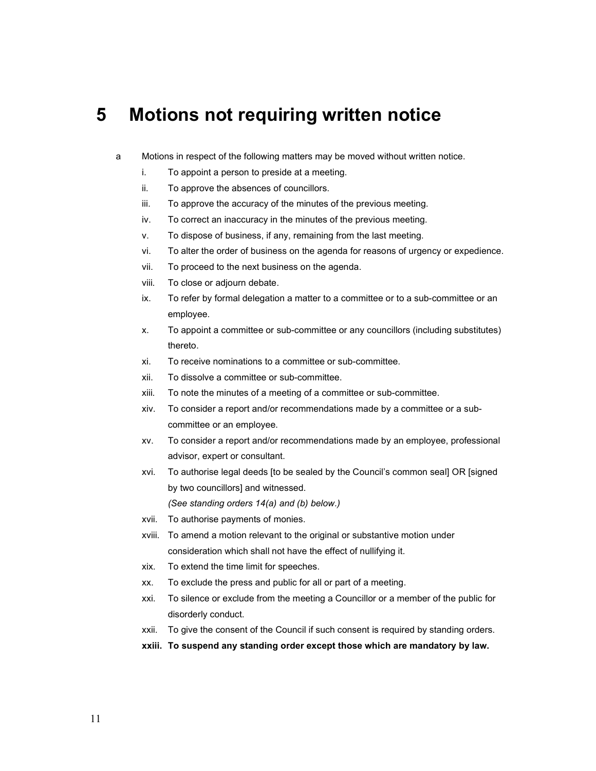# 5 Motions not requiring written notice

a Motions in respect of the following matters may be moved without written notice.

i. To appoint a person to preside at a meeting.
ii. To approve the absences of councillors.
iii. To approve the accuracy of the minutes of the previous meeting.
iv. To correct an inaccuracy in the minutes of the previous meeting.
v. To dispose of business, if any, remaining from the last meeting.
vi. To alter the order of business on the agenda for reasons of urgency or expedience.
vii. To proceed to the next business on the agenda.
viii. To close or adjourn debate.
ix. To refer by formal delegation a matter to a committee or to a sub-committee or an employee.
x. To appoint a committee or sub-committee or any councillors (including substitutes) thereto.
xi. To receive nominations to a committee or sub-committee.
xii. To dissolve a committee or sub-committee.
xiii. To note the minutes of a meeting of a committee or sub-committee.
xiv. To consider a report and/or recommendations made by a committee or a sub-committee or an employee.
xv. To consider a report and/or recommendations made by an employee, professional advisor, expert or consultant.
xvi. To authorise legal deeds [to be sealed by the Council's common seal] OR [signed by two councillors] and witnessed.
*(See standing orders 14(a) and (b) below.)*
xvii. To authorise payments of monies.
xviii. To amend a motion relevant to the original or substantive motion under consideration which shall not have the effect of nullifying it.
xix. To extend the time limit for speeches.
xx. To exclude the press and public for all or part of a meeting.
xxi. To silence or exclude from the meeting a Councillor or a member of the public for disorderly conduct.
xxii. To give the consent of the Council if such consent is required by standing orders.
**xxiii. To suspend any standing order except those which are mandatory by law.**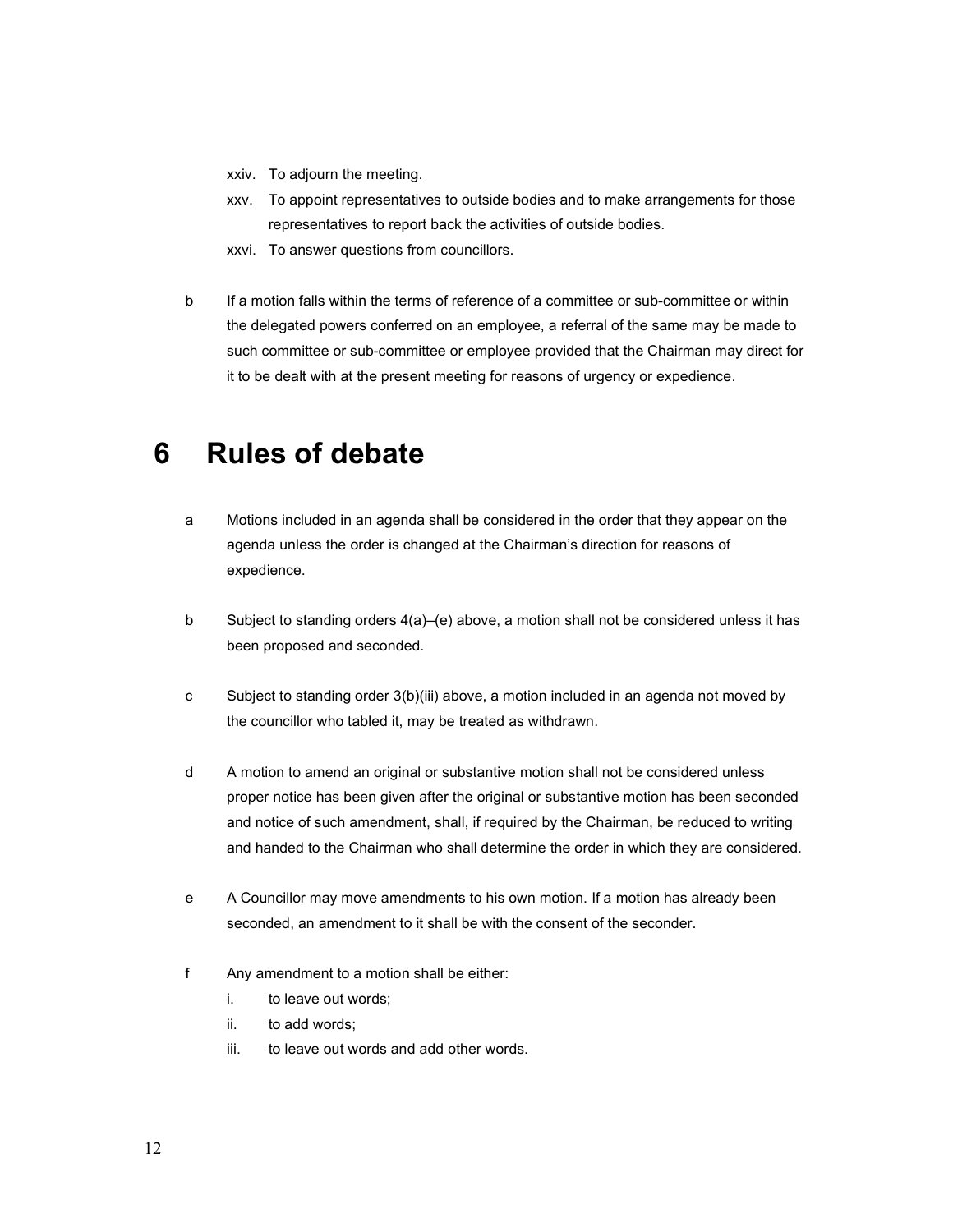xxiv. To adjourn the meeting.

xxv. To appoint representatives to outside bodies and to make arrangements for those representatives to report back the activities of outside bodies.

xxvi. To answer questions from councillors.

b If a motion falls within the terms of reference of a committee or sub-committee or within the delegated powers conferred on an employee, a referral of the same may be made to such committee or sub-committee or employee provided that the Chairman may direct for it to be dealt with at the present meeting for reasons of urgency or expedience.

# 6 Rules of debate

a Motions included in an agenda shall be considered in the order that they appear on the agenda unless the order is changed at the Chairman's direction for reasons of expedience.

b Subject to standing orders 4(a)–(e) above, a motion shall not be considered unless it has been proposed and seconded.

c Subject to standing order 3(b)(iii) above, a motion included in an agenda not moved by the councillor who tabled it, may be treated as withdrawn.

d A motion to amend an original or substantive motion shall not be considered unless proper notice has been given after the original or substantive motion has been seconded and notice of such amendment, shall, if required by the Chairman, be reduced to writing and handed to the Chairman who shall determine the order in which they are considered.

e A Councillor may move amendments to his own motion. If a motion has already been seconded, an amendment to it shall be with the consent of the seconder.

f Any amendment to a motion shall be either:

i. to leave out words;

ii. to add words;

iii. to leave out words and add other words.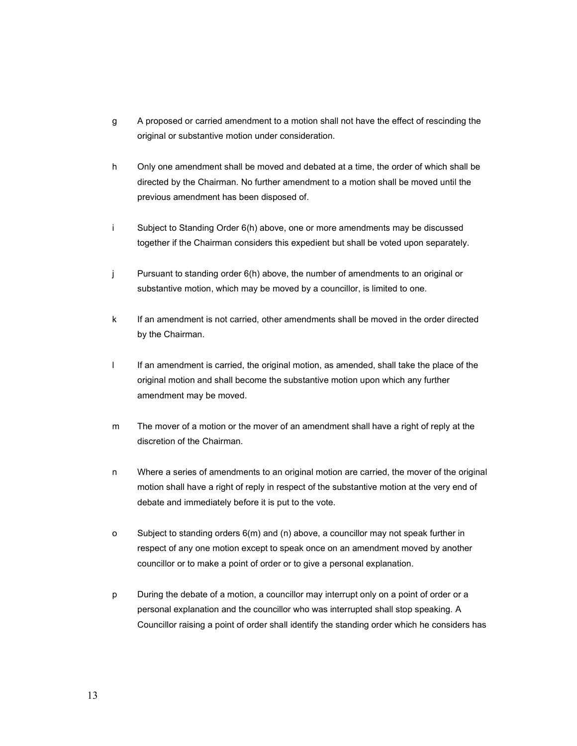g A proposed or carried amendment to a motion shall not have the effect of rescinding the original or substantive motion under consideration.

h Only one amendment shall be moved and debated at a time, the order of which shall be directed by the Chairman. No further amendment to a motion shall be moved until the previous amendment has been disposed of.

i Subject to Standing Order 6(h) above, one or more amendments may be discussed together if the Chairman considers this expedient but shall be voted upon separately.

j Pursuant to standing order 6(h) above, the number of amendments to an original or substantive motion, which may be moved by a councillor, is limited to one.

k If an amendment is not carried, other amendments shall be moved in the order directed by the Chairman.

l If an amendment is carried, the original motion, as amended, shall take the place of the original motion and shall become the substantive motion upon which any further amendment may be moved.

m The mover of a motion or the mover of an amendment shall have a right of reply at the discretion of the Chairman.

n Where a series of amendments to an original motion are carried, the mover of the original motion shall have a right of reply in respect of the substantive motion at the very end of debate and immediately before it is put to the vote.

o Subject to standing orders 6(m) and (n) above, a councillor may not speak further in respect of any one motion except to speak once on an amendment moved by another councillor or to make a point of order or to give a personal explanation.

p During the debate of a motion, a councillor may interrupt only on a point of order or a personal explanation and the councillor who was interrupted shall stop speaking. A Councillor raising a point of order shall identify the standing order which he considers has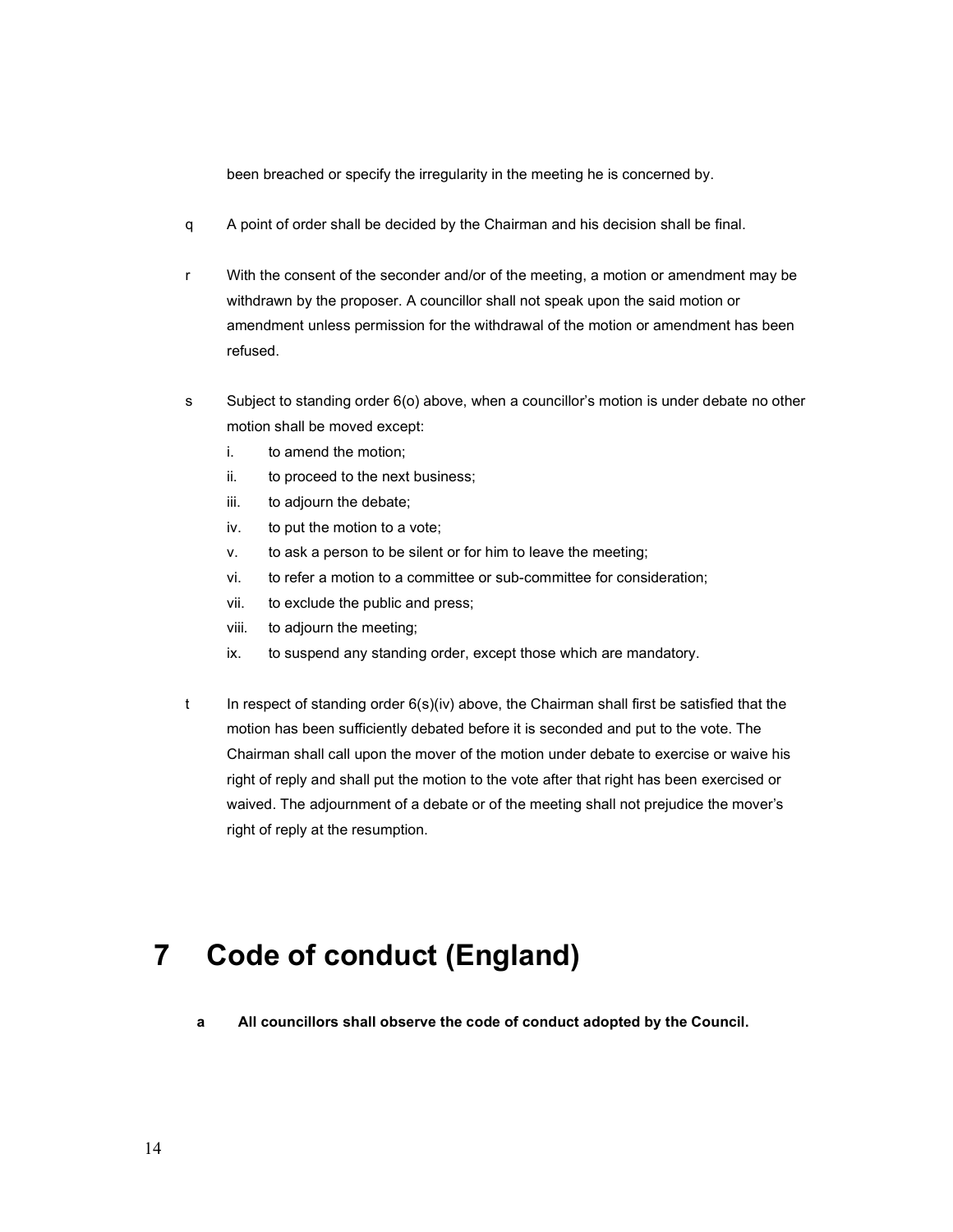been breached or specify the irregularity in the meeting he is concerned by.

q A point of order shall be decided by the Chairman and his decision shall be final.

r With the consent of the seconder and/or of the meeting, a motion or amendment may be withdrawn by the proposer. A councillor shall not speak upon the said motion or amendment unless permission for the withdrawal of the motion or amendment has been refused.

s Subject to standing order 6(o) above, when a councillor's motion is under debate no other motion shall be moved except:

i. to amend the motion;
ii. to proceed to the next business;
iii. to adjourn the debate;
iv. to put the motion to a vote;
v. to ask a person to be silent or for him to leave the meeting;
vi. to refer a motion to a committee or sub-committee for consideration;
vii. to exclude the public and press;
viii. to adjourn the meeting;
ix. to suspend any standing order, except those which are mandatory.

t In respect of standing order 6(s)(iv) above, the Chairman shall first be satisfied that the motion has been sufficiently debated before it is seconded and put to the vote. The Chairman shall call upon the mover of the motion under debate to exercise or waive his right of reply and shall put the motion to the vote after that right has been exercised or waived. The adjournment of a debate or of the meeting shall not prejudice the mover's right of reply at the resumption.

# 7 Code of conduct (England)

**a All councillors shall observe the code of conduct adopted by the Council.**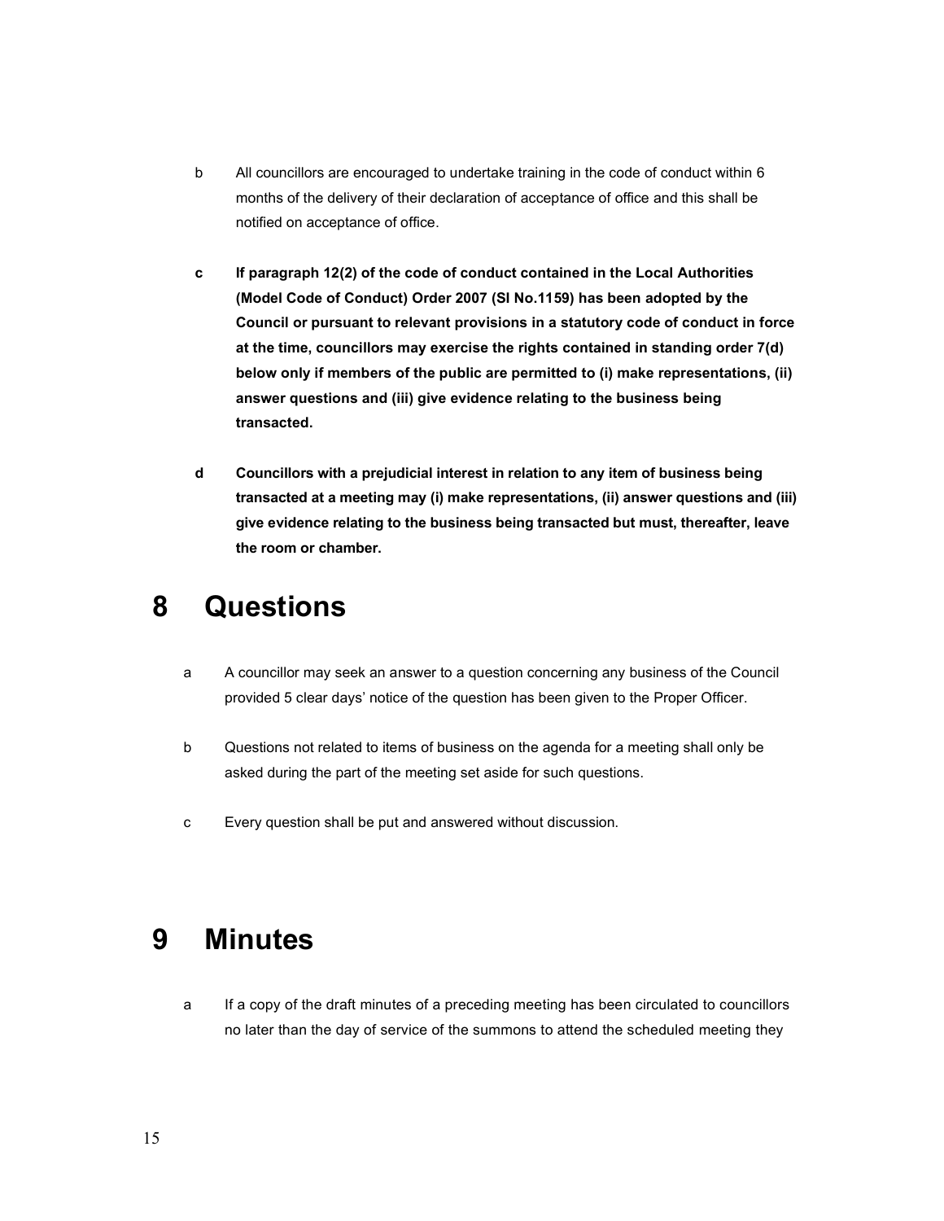b All councillors are encouraged to undertake training in the code of conduct within 6 months of the delivery of their declaration of acceptance of office and this shall be notified on acceptance of office.

**c If paragraph 12(2) of the code of conduct contained in the Local Authorities (Model Code of Conduct) Order 2007 (SI No.1159) has been adopted by the Council or pursuant to relevant provisions in a statutory code of conduct in force at the time, councillors may exercise the rights contained in standing order 7(d) below only if members of the public are permitted to (i) make representations, (ii) answer questions and (iii) give evidence relating to the business being transacted.**

**d Councillors with a prejudicial interest in relation to any item of business being transacted at a meeting may (i) make representations, (ii) answer questions and (iii) give evidence relating to the business being transacted but must, thereafter, leave the room or chamber.**

# 8 Questions

a A councillor may seek an answer to a question concerning any business of the Council provided 5 clear days' notice of the question has been given to the Proper Officer.

b Questions not related to items of business on the agenda for a meeting shall only be asked during the part of the meeting set aside for such questions.

c Every question shall be put and answered without discussion.

# 9 Minutes

a If a copy of the draft minutes of a preceding meeting has been circulated to councillors no later than the day of service of the summons to attend the scheduled meeting they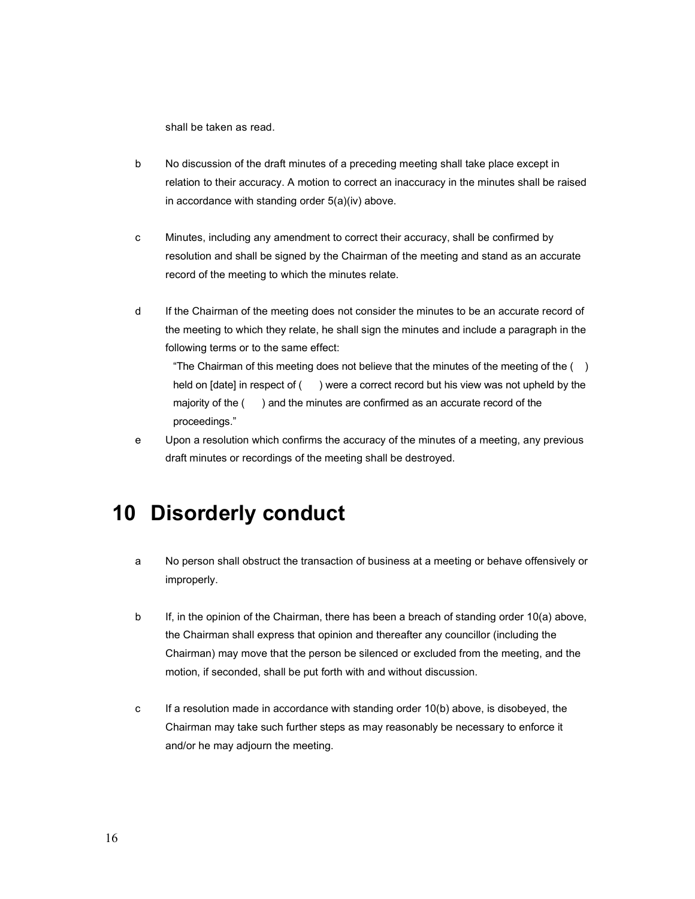shall be taken as read.

b No discussion of the draft minutes of a preceding meeting shall take place except in relation to their accuracy. A motion to correct an inaccuracy in the minutes shall be raised in accordance with standing order 5(a)(iv) above.

c Minutes, including any amendment to correct their accuracy, shall be confirmed by resolution and shall be signed by the Chairman of the meeting and stand as an accurate record of the meeting to which the minutes relate.

d If the Chairman of the meeting does not consider the minutes to be an accurate record of the meeting to which they relate, he shall sign the minutes and include a paragraph in the following terms or to the same effect:

"The Chairman of this meeting does not believe that the minutes of the meeting of the ( ) held on [date] in respect of ( ) were a correct record but his view was not upheld by the majority of the ( ) and the minutes are confirmed as an accurate record of the proceedings."

e Upon a resolution which confirms the accuracy of the minutes of a meeting, any previous draft minutes or recordings of the meeting shall be destroyed.

# 10 Disorderly conduct

a No person shall obstruct the transaction of business at a meeting or behave offensively or improperly.

b If, in the opinion of the Chairman, there has been a breach of standing order 10(a) above, the Chairman shall express that opinion and thereafter any councillor (including the Chairman) may move that the person be silenced or excluded from the meeting, and the motion, if seconded, shall be put forth with and without discussion.

c If a resolution made in accordance with standing order 10(b) above, is disobeyed, the Chairman may take such further steps as may reasonably be necessary to enforce it and/or he may adjourn the meeting.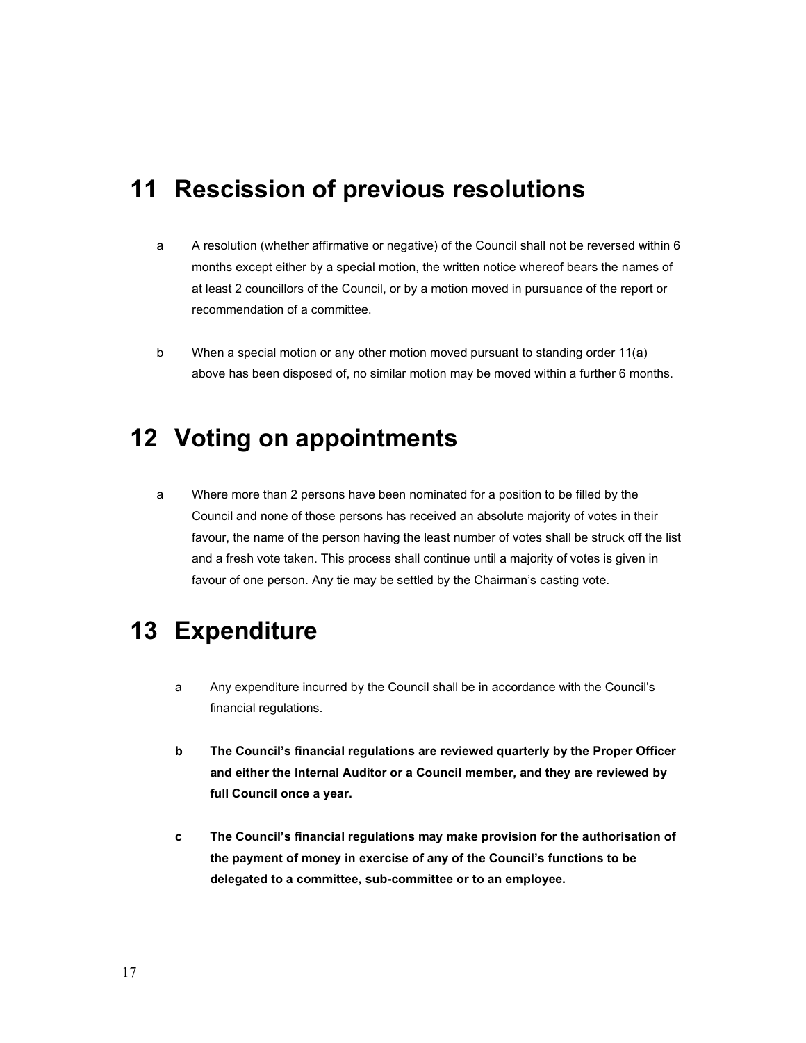# 11 Rescission of previous resolutions

a A resolution (whether affirmative or negative) of the Council shall not be reversed within 6 months except either by a special motion, the written notice whereof bears the names of at least 2 councillors of the Council, or by a motion moved in pursuance of the report or recommendation of a committee.

b When a special motion or any other motion moved pursuant to standing order 11(a) above has been disposed of, no similar motion may be moved within a further 6 months.

# 12 Voting on appointments

a Where more than 2 persons have been nominated for a position to be filled by the Council and none of those persons has received an absolute majority of votes in their favour, the name of the person having the least number of votes shall be struck off the list and a fresh vote taken. This process shall continue until a majority of votes is given in favour of one person. Any tie may be settled by the Chairman's casting vote.

# 13 Expenditure

a Any expenditure incurred by the Council shall be in accordance with the Council's financial regulations.

**b The Council's financial regulations are reviewed quarterly by the Proper Officer and either the Internal Auditor or a Council member, and they are reviewed by full Council once a year.**

**c The Council's financial regulations may make provision for the authorisation of the payment of money in exercise of any of the Council's functions to be delegated to a committee, sub-committee or to an employee.**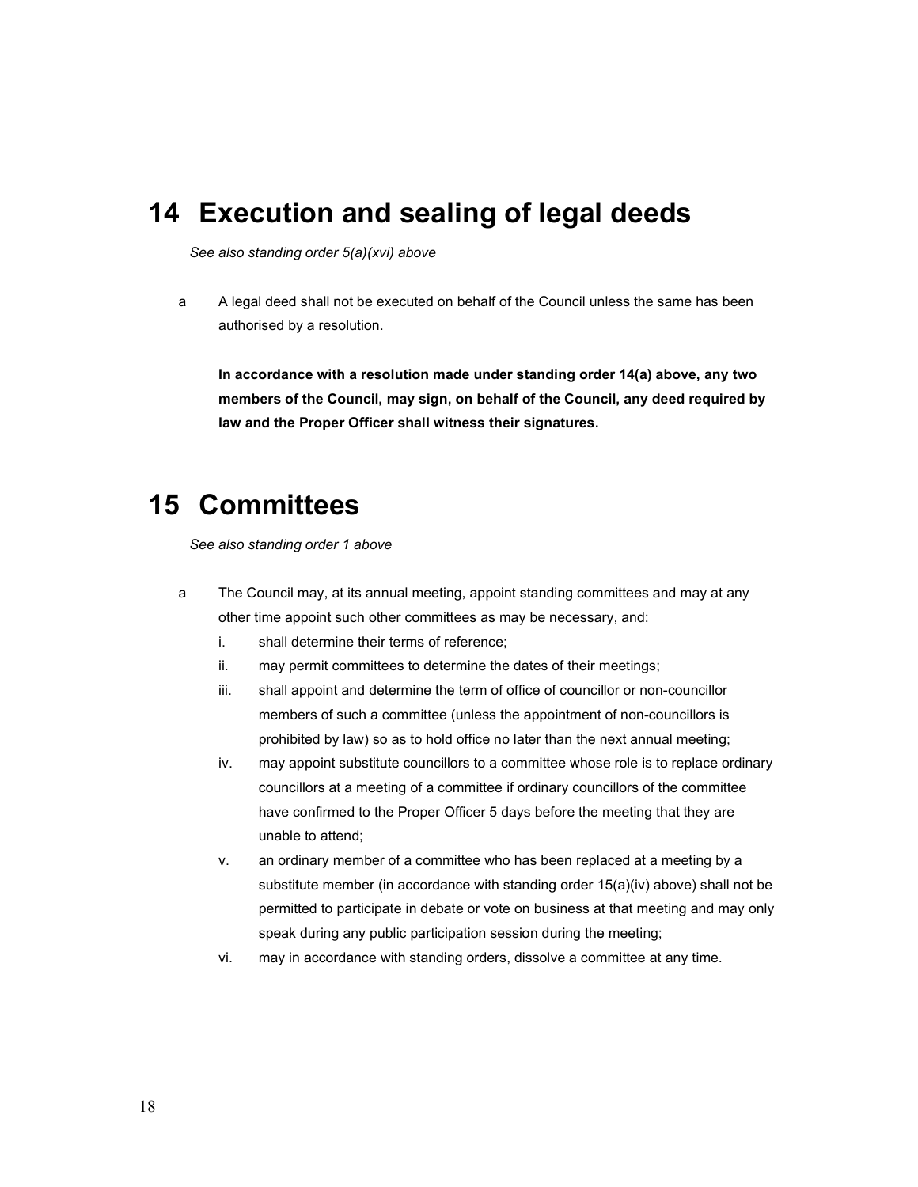# 14 Execution and sealing of legal deeds

*See also standing order 5(a)(xvi) above*

a A legal deed shall not be executed on behalf of the Council unless the same has been authorised by a resolution.

**In accordance with a resolution made under standing order 14(a) above, any two members of the Council, may sign, on behalf of the Council, any deed required by law and the Proper Officer shall witness their signatures.**

# 15 Committees

*See also standing order 1 above*

a The Council may, at its annual meeting, appoint standing committees and may at any other time appoint such other committees as may be necessary, and:

   i. shall determine their terms of reference;
   ii. may permit committees to determine the dates of their meetings;
   iii. shall appoint and determine the term of office of councillor or non-councillor members of such a committee (unless the appointment of non-councillors is prohibited by law) so as to hold office no later than the next annual meeting;
   iv. may appoint substitute councillors to a committee whose role is to replace ordinary councillors at a meeting of a committee if ordinary councillors of the committee have confirmed to the Proper Officer 5 days before the meeting that they are unable to attend;
   v. an ordinary member of a committee who has been replaced at a meeting by a substitute member (in accordance with standing order 15(a)(iv) above) shall not be permitted to participate in debate or vote on business at that meeting and may only speak during any public participation session during the meeting;
   vi. may in accordance with standing orders, dissolve a committee at any time.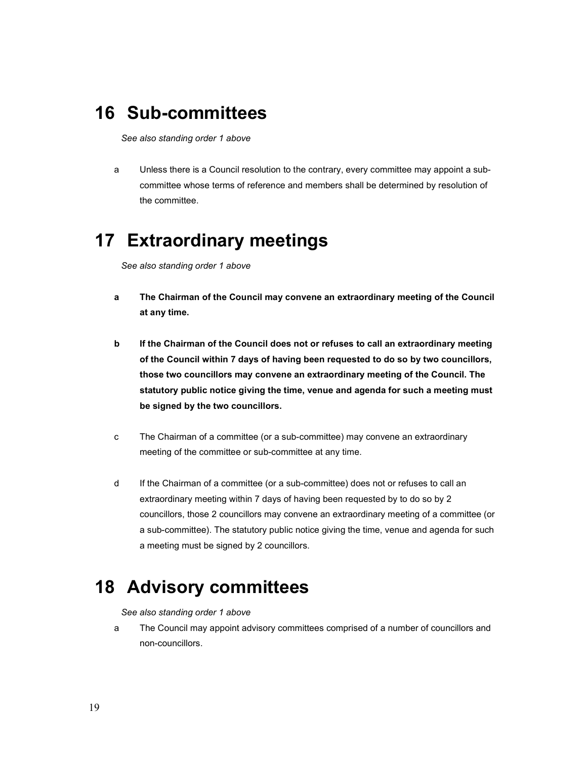# 16 Sub-committees

*See also standing order 1 above*

a Unless there is a Council resolution to the contrary, every committee may appoint a sub-committee whose terms of reference and members shall be determined by resolution of the committee.

# 17 Extraordinary meetings

*See also standing order 1 above*

**a The Chairman of the Council may convene an extraordinary meeting of the Council at any time.**

**b If the Chairman of the Council does not or refuses to call an extraordinary meeting of the Council within 7 days of having been requested to do so by two councillors, those two councillors may convene an extraordinary meeting of the Council. The statutory public notice giving the time, venue and agenda for such a meeting must be signed by the two councillors.**

c The Chairman of a committee (or a sub-committee) may convene an extraordinary meeting of the committee or sub-committee at any time.

d If the Chairman of a committee (or a sub-committee) does not or refuses to call an extraordinary meeting within 7 days of having been requested by to do so by 2 councillors, those 2 councillors may convene an extraordinary meeting of a committee (or a sub-committee). The statutory public notice giving the time, venue and agenda for such a meeting must be signed by 2 councillors.

# 18 Advisory committees

*See also standing order 1 above*

a The Council may appoint advisory committees comprised of a number of councillors and non-councillors.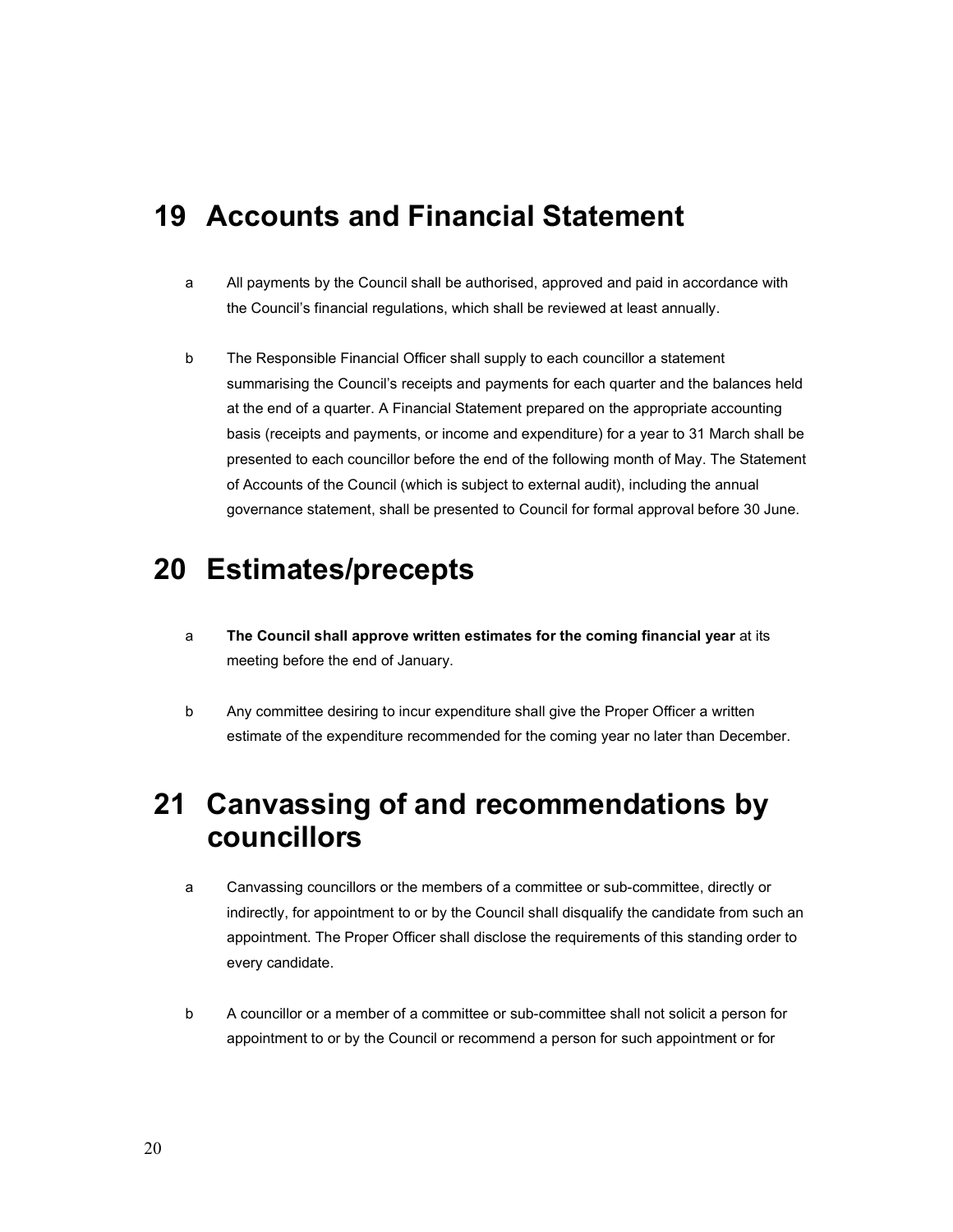# 19 Accounts and Financial Statement

a All payments by the Council shall be authorised, approved and paid in accordance with the Council's financial regulations, which shall be reviewed at least annually.

b The Responsible Financial Officer shall supply to each councillor a statement summarising the Council's receipts and payments for each quarter and the balances held at the end of a quarter. A Financial Statement prepared on the appropriate accounting basis (receipts and payments, or income and expenditure) for a year to 31 March shall be presented to each councillor before the end of the following month of May. The Statement of Accounts of the Council (which is subject to external audit), including the annual governance statement, shall be presented to Council for formal approval before 30 June.

# 20 Estimates/precepts

a **The Council shall approve written estimates for the coming financial year** at its meeting before the end of January.

b Any committee desiring to incur expenditure shall give the Proper Officer a written estimate of the expenditure recommended for the coming year no later than December.

# 21 Canvassing of and recommendations by councillors

a Canvassing councillors or the members of a committee or sub-committee, directly or indirectly, for appointment to or by the Council shall disqualify the candidate from such an appointment. The Proper Officer shall disclose the requirements of this standing order to every candidate.

b A councillor or a member of a committee or sub-committee shall not solicit a person for appointment to or by the Council or recommend a person for such appointment or for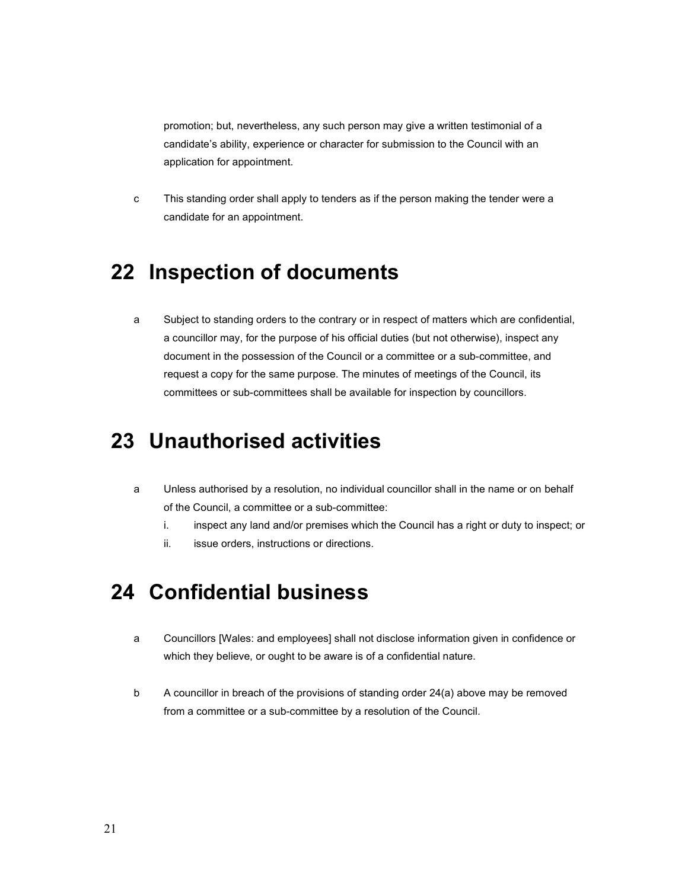promotion; but, nevertheless, any such person may give a written testimonial of a candidate's ability, experience or character for submission to the Council with an application for appointment.

c This standing order shall apply to tenders as if the person making the tender were a candidate for an appointment.

# 22 Inspection of documents

a Subject to standing orders to the contrary or in respect of matters which are confidential, a councillor may, for the purpose of his official duties (but not otherwise), inspect any document in the possession of the Council or a committee or a sub-committee, and request a copy for the same purpose. The minutes of meetings of the Council, its committees or sub-committees shall be available for inspection by councillors.

# 23 Unauthorised activities

a Unless authorised by a resolution, no individual councillor shall in the name or on behalf of the Council, a committee or a sub-committee:

   i. inspect any land and/or premises which the Council has a right or duty to inspect; or
   ii. issue orders, instructions or directions.

# 24 Confidential business

a Councillors [Wales: and employees] shall not disclose information given in confidence or which they believe, or ought to be aware is of a confidential nature.

b A councillor in breach of the provisions of standing order 24(a) above may be removed from a committee or a sub-committee by a resolution of the Council.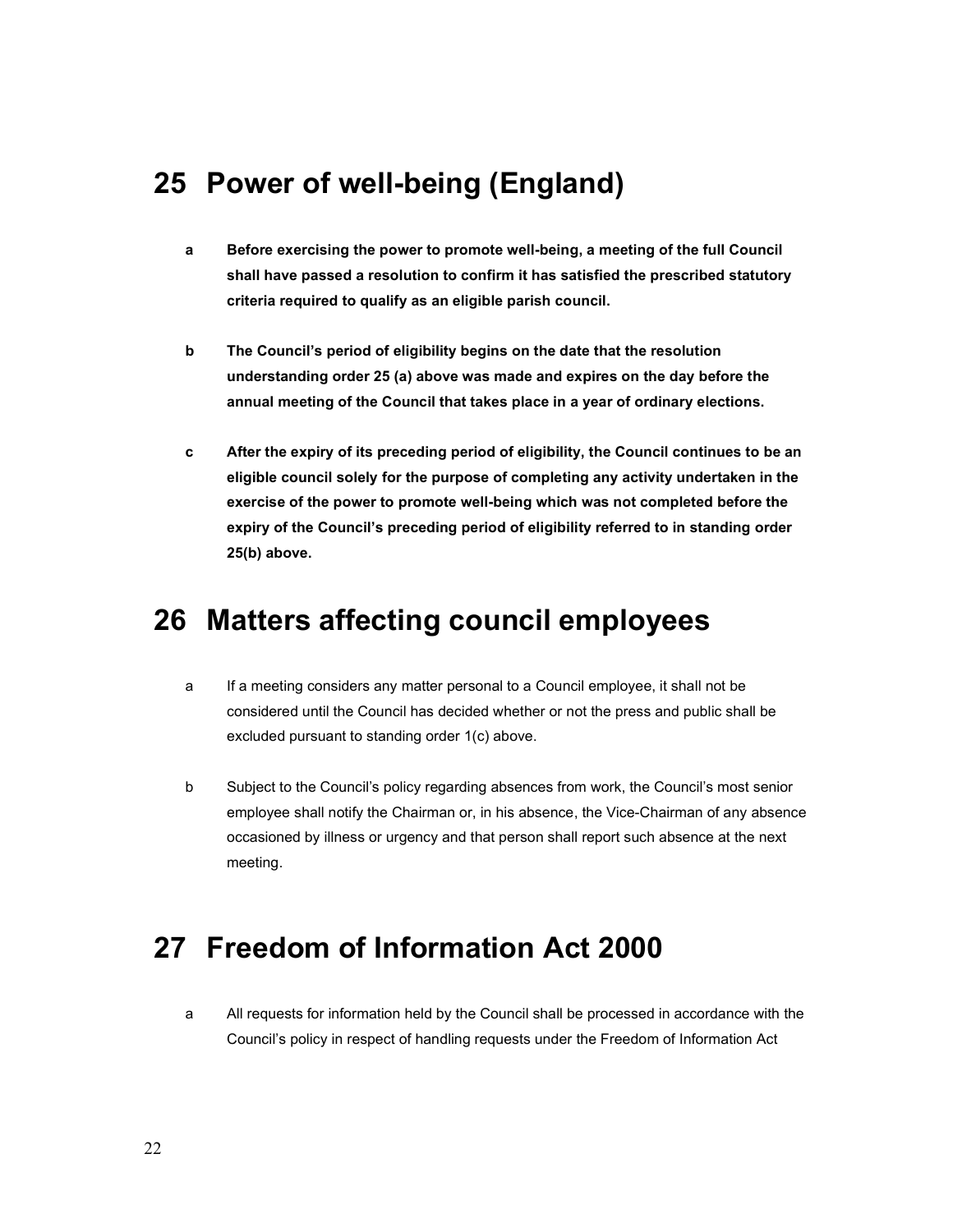# 25 Power of well-being (England)

**a Before exercising the power to promote well-being, a meeting of the full Council shall have passed a resolution to confirm it has satisfied the prescribed statutory criteria required to qualify as an eligible parish council.**

**b The Council's period of eligibility begins on the date that the resolution understanding order 25 (a) above was made and expires on the day before the annual meeting of the Council that takes place in a year of ordinary elections.**

**c After the expiry of its preceding period of eligibility, the Council continues to be an eligible council solely for the purpose of completing any activity undertaken in the exercise of the power to promote well-being which was not completed before the expiry of the Council's preceding period of eligibility referred to in standing order 25(b) above.**

# 26 Matters affecting council employees

a If a meeting considers any matter personal to a Council employee, it shall not be considered until the Council has decided whether or not the press and public shall be excluded pursuant to standing order 1(c) above.

b Subject to the Council's policy regarding absences from work, the Council's most senior employee shall notify the Chairman or, in his absence, the Vice-Chairman of any absence occasioned by illness or urgency and that person shall report such absence at the next meeting.

# 27 Freedom of Information Act 2000

a All requests for information held by the Council shall be processed in accordance with the Council's policy in respect of handling requests under the Freedom of Information Act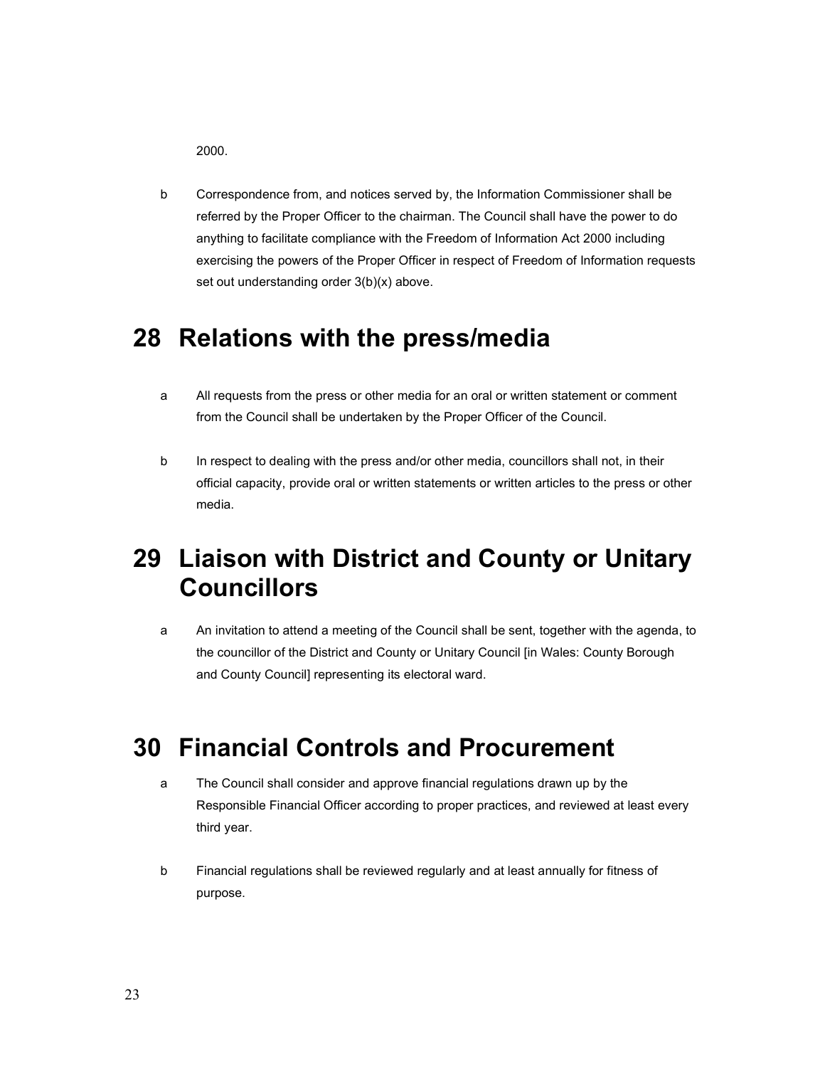2000.

b Correspondence from, and notices served by, the Information Commissioner shall be referred by the Proper Officer to the chairman. The Council shall have the power to do anything to facilitate compliance with the Freedom of Information Act 2000 including exercising the powers of the Proper Officer in respect of Freedom of Information requests set out understanding order 3(b)(x) above.

# 28 Relations with the press/media

a All requests from the press or other media for an oral or written statement or comment from the Council shall be undertaken by the Proper Officer of the Council.

b In respect to dealing with the press and/or other media, councillors shall not, in their official capacity, provide oral or written statements or written articles to the press or other media.

# 29 Liaison with District and County or Unitary Councillors

a An invitation to attend a meeting of the Council shall be sent, together with the agenda, to the councillor of the District and County or Unitary Council [in Wales: County Borough and County Council] representing its electoral ward.

# 30 Financial Controls and Procurement

a The Council shall consider and approve financial regulations drawn up by the Responsible Financial Officer according to proper practices, and reviewed at least every third year.

b Financial regulations shall be reviewed regularly and at least annually for fitness of purpose.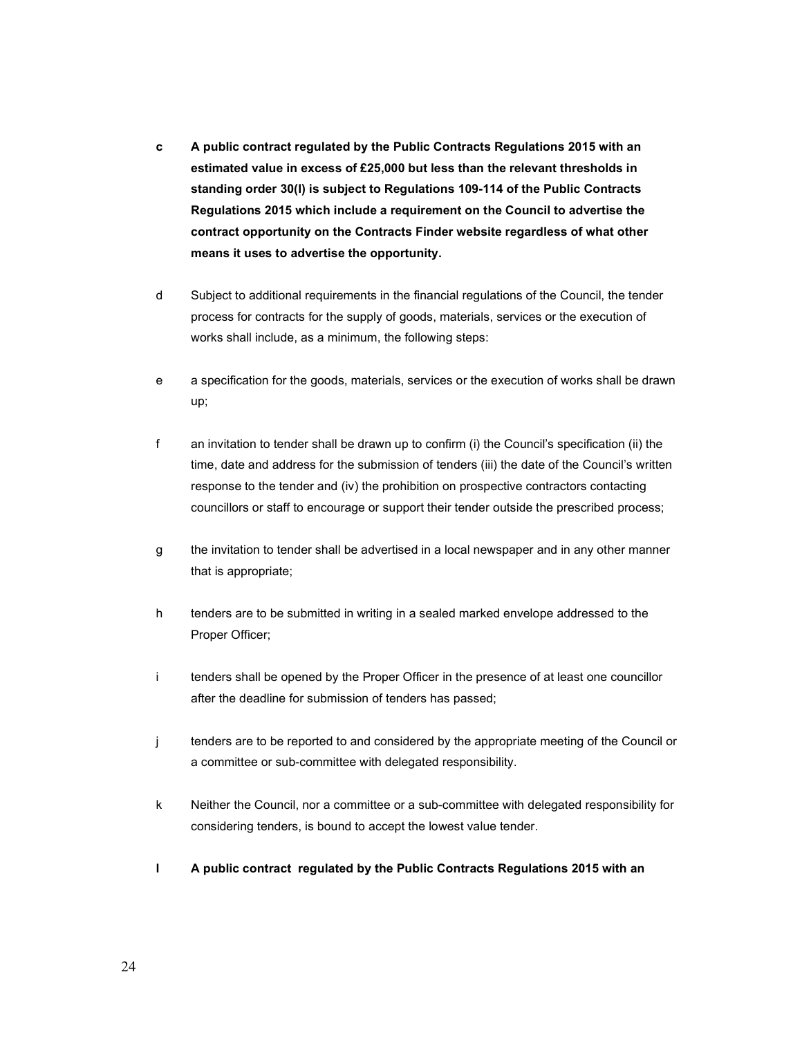**c A public contract regulated by the Public Contracts Regulations 2015 with an estimated value in excess of £25,000 but less than the relevant thresholds in standing order 30(I) is subject to Regulations 109-114 of the Public Contracts Regulations 2015 which include a requirement on the Council to advertise the contract opportunity on the Contracts Finder website regardless of what other means it uses to advertise the opportunity.**

d Subject to additional requirements in the financial regulations of the Council, the tender process for contracts for the supply of goods, materials, services or the execution of works shall include, as a minimum, the following steps:

e a specification for the goods, materials, services or the execution of works shall be drawn up;

f an invitation to tender shall be drawn up to confirm (i) the Council's specification (ii) the time, date and address for the submission of tenders (iii) the date of the Council's written response to the tender and (iv) the prohibition on prospective contractors contacting councillors or staff to encourage or support their tender outside the prescribed process;

g the invitation to tender shall be advertised in a local newspaper and in any other manner that is appropriate;

h tenders are to be submitted in writing in a sealed marked envelope addressed to the Proper Officer;

i tenders shall be opened by the Proper Officer in the presence of at least one councillor after the deadline for submission of tenders has passed;

j tenders are to be reported to and considered by the appropriate meeting of the Council or a committee or sub-committee with delegated responsibility.

k Neither the Council, nor a committee or a sub-committee with delegated responsibility for considering tenders, is bound to accept the lowest value tender.

**l A public contract regulated by the Public Contracts Regulations 2015 with an**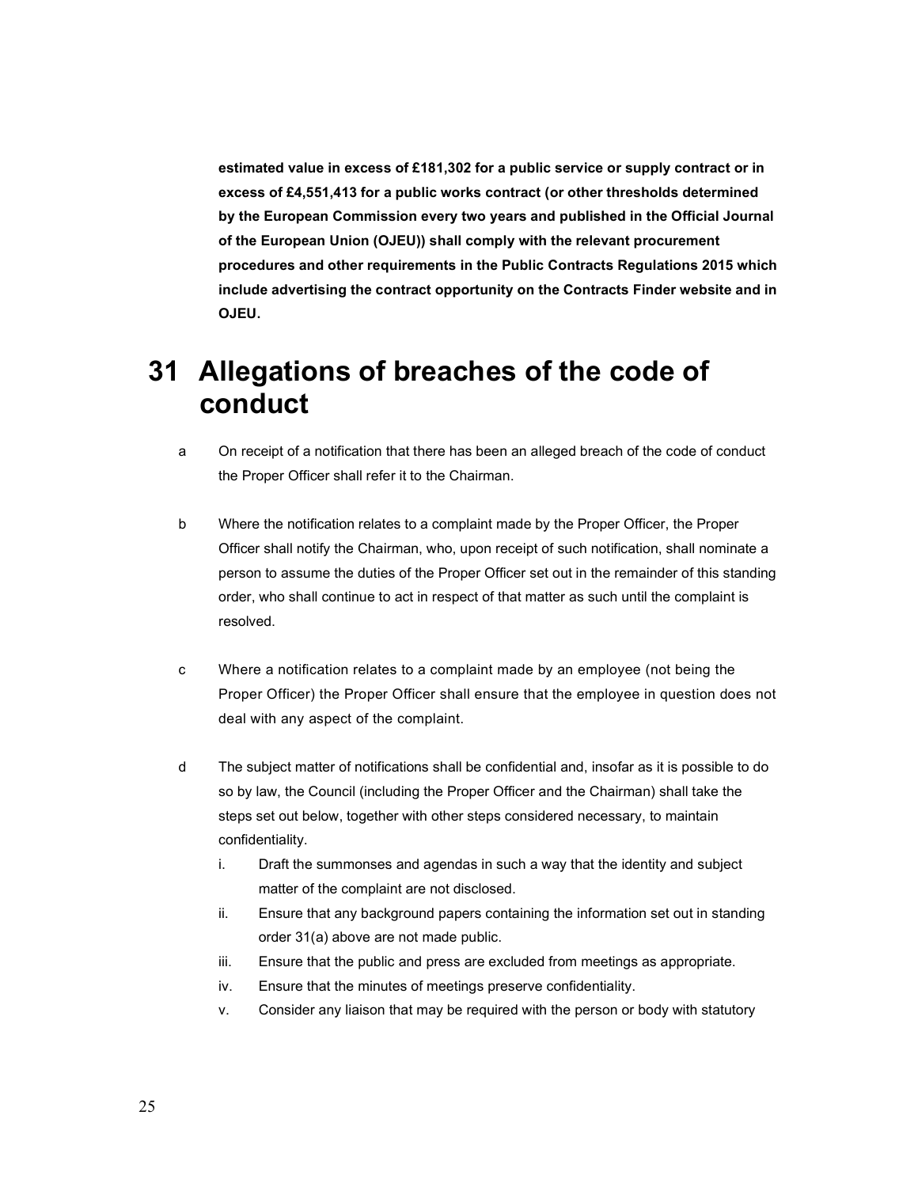**estimated value in excess of £181,302 for a public service or supply contract or in excess of £4,551,413 for a public works contract (or other thresholds determined by the European Commission every two years and published in the Official Journal of the European Union (OJEU)) shall comply with the relevant procurement procedures and other requirements in the Public Contracts Regulations 2015 which include advertising the contract opportunity on the Contracts Finder website and in OJEU.**

# 31 Allegations of breaches of the code of conduct

a  On receipt of a notification that there has been an alleged breach of the code of conduct the Proper Officer shall refer it to the Chairman.

b  Where the notification relates to a complaint made by the Proper Officer, the Proper Officer shall notify the Chairman, who, upon receipt of such notification, shall nominate a person to assume the duties of the Proper Officer set out in the remainder of this standing order, who shall continue to act in respect of that matter as such until the complaint is resolved.

c  Where a notification relates to a complaint made by an employee (not being the Proper Officer) the Proper Officer shall ensure that the employee in question does not deal with any aspect of the complaint.

d  The subject matter of notifications shall be confidential and, insofar as it is possible to do so by law, the Council (including the Proper Officer and the Chairman) shall take the steps set out below, together with other steps considered necessary, to maintain confidentiality.

   i. Draft the summonses and agendas in such a way that the identity and subject matter of the complaint are not disclosed.
   ii. Ensure that any background papers containing the information set out in standing order 31(a) above are not made public.
   iii. Ensure that the public and press are excluded from meetings as appropriate.
   iv. Ensure that the minutes of meetings preserve confidentiality.
   v. Consider any liaison that may be required with the person or body with statutory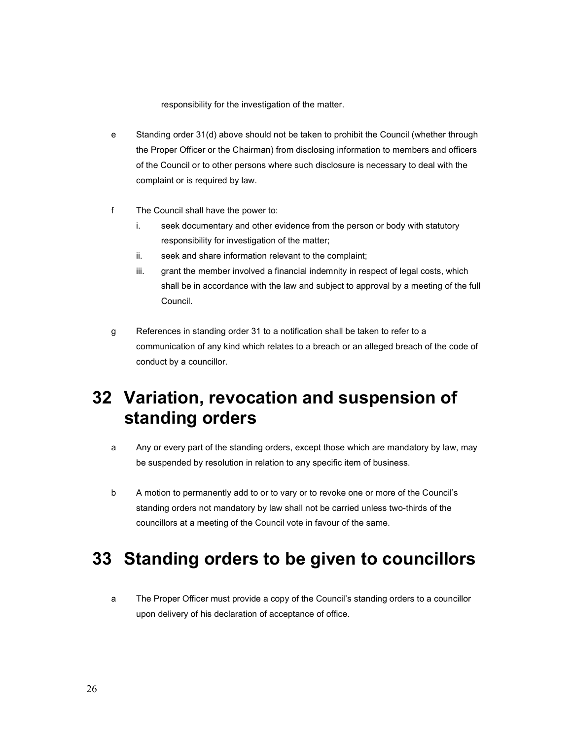responsibility for the investigation of the matter.

e Standing order 31(d) above should not be taken to prohibit the Council (whether through the Proper Officer or the Chairman) from disclosing information to members and officers of the Council or to other persons where such disclosure is necessary to deal with the complaint or is required by law.

f The Council shall have the power to:

   i. seek documentary and other evidence from the person or body with statutory responsibility for investigation of the matter;
   ii. seek and share information relevant to the complaint;
   iii. grant the member involved a financial indemnity in respect of legal costs, which shall be in accordance with the law and subject to approval by a meeting of the full Council.

g References in standing order 31 to a notification shall be taken to refer to a communication of any kind which relates to a breach or an alleged breach of the code of conduct by a councillor.

# 32 Variation, revocation and suspension of standing orders

a Any or every part of the standing orders, except those which are mandatory by law, may be suspended by resolution in relation to any specific item of business.

b A motion to permanently add to or to vary or to revoke one or more of the Council's standing orders not mandatory by law shall not be carried unless two-thirds of the councillors at a meeting of the Council vote in favour of the same.

# 33 Standing orders to be given to councillors

a The Proper Officer must provide a copy of the Council's standing orders to a councillor upon delivery of his declaration of acceptance of office.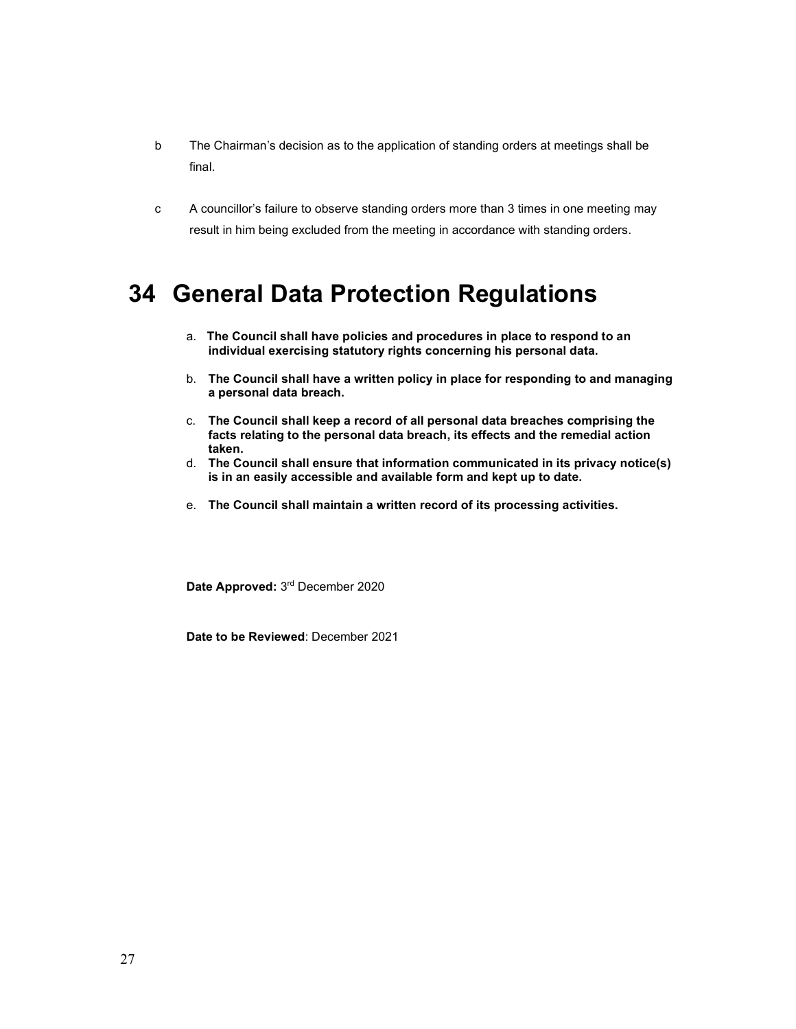b The Chairman's decision as to the application of standing orders at meetings shall be final.

c A councillor's failure to observe standing orders more than 3 times in one meeting may result in him being excluded from the meeting in accordance with standing orders.

# 34 General Data Protection Regulations

a. **The Council shall have policies and procedures in place to respond to an individual exercising statutory rights concerning his personal data.**

b. **The Council shall have a written policy in place for responding to and managing a personal data breach.**

c. **The Council shall keep a record of all personal data breaches comprising the facts relating to the personal data breach, its effects and the remedial action taken.**

d. **The Council shall ensure that information communicated in its privacy notice(s) is in an easily accessible and available form and kept up to date.**

e. **The Council shall maintain a written record of its processing activities.**

**Date Approved:** 3rd December 2020

**Date to be Reviewed**: December 2021